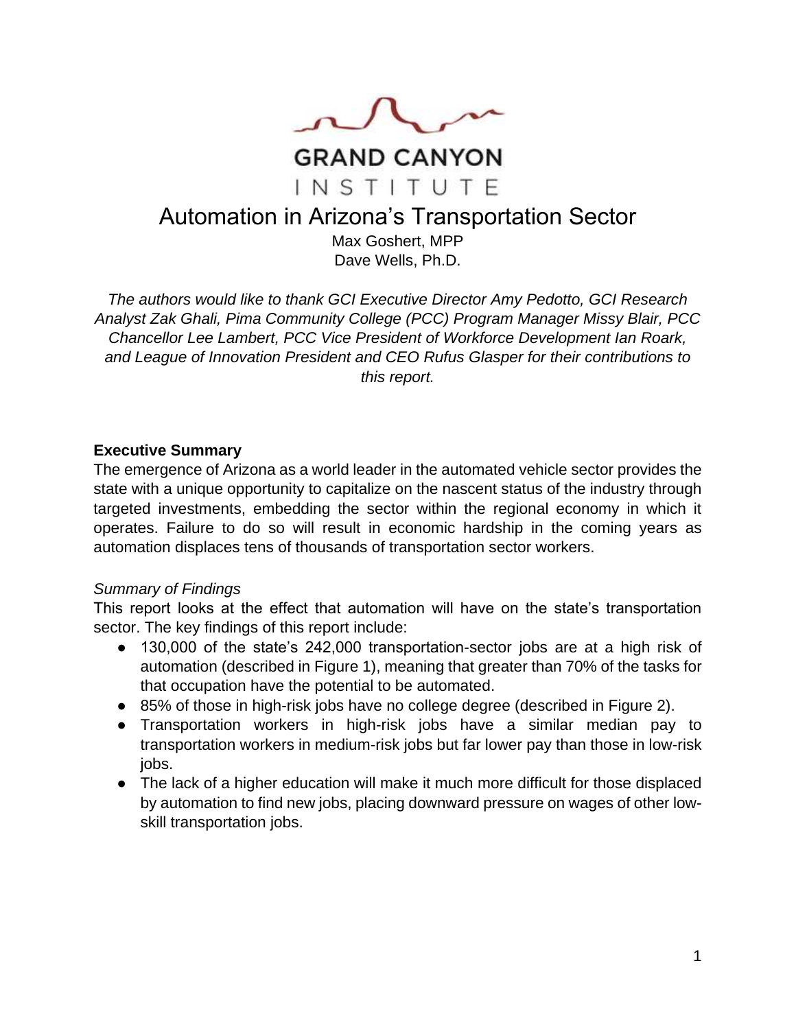GRAND CANYON INSTITUTE

# Automation in Arizona's Transportation Sector

Max Goshert, MPP
Dave Wells, Ph.D.

*The authors would like to thank GCI Executive Director Amy Pedotto, GCI Research Analyst Zak Ghali, Pima Community College (PCC) Program Manager Missy Blair, PCC Chancellor Lee Lambert, PCC Vice President of Workforce Development Ian Roark, and League of Innovation President and CEO Rufus Glasper for their contributions to this report.*

## Executive Summary

The emergence of Arizona as a world leader in the automated vehicle sector provides the state with a unique opportunity to capitalize on the nascent status of the industry through targeted investments, embedding the sector within the regional economy in which it operates. Failure to do so will result in economic hardship in the coming years as automation displaces tens of thousands of transportation sector workers.

### *Summary of Findings*

This report looks at the effect that automation will have on the state's transportation sector. The key findings of this report include:

- 130,000 of the state's 242,000 transportation-sector jobs are at a high risk of automation (described in Figure 1), meaning that greater than 70% of the tasks for that occupation have the potential to be automated.
- 85% of those in high-risk jobs have no college degree (described in Figure 2).
- Transportation workers in high-risk jobs have a similar median pay to transportation workers in medium-risk jobs but far lower pay than those in low-risk jobs.
- The lack of a higher education will make it much more difficult for those displaced by automation to find new jobs, placing downward pressure on wages of other low-skill transportation jobs.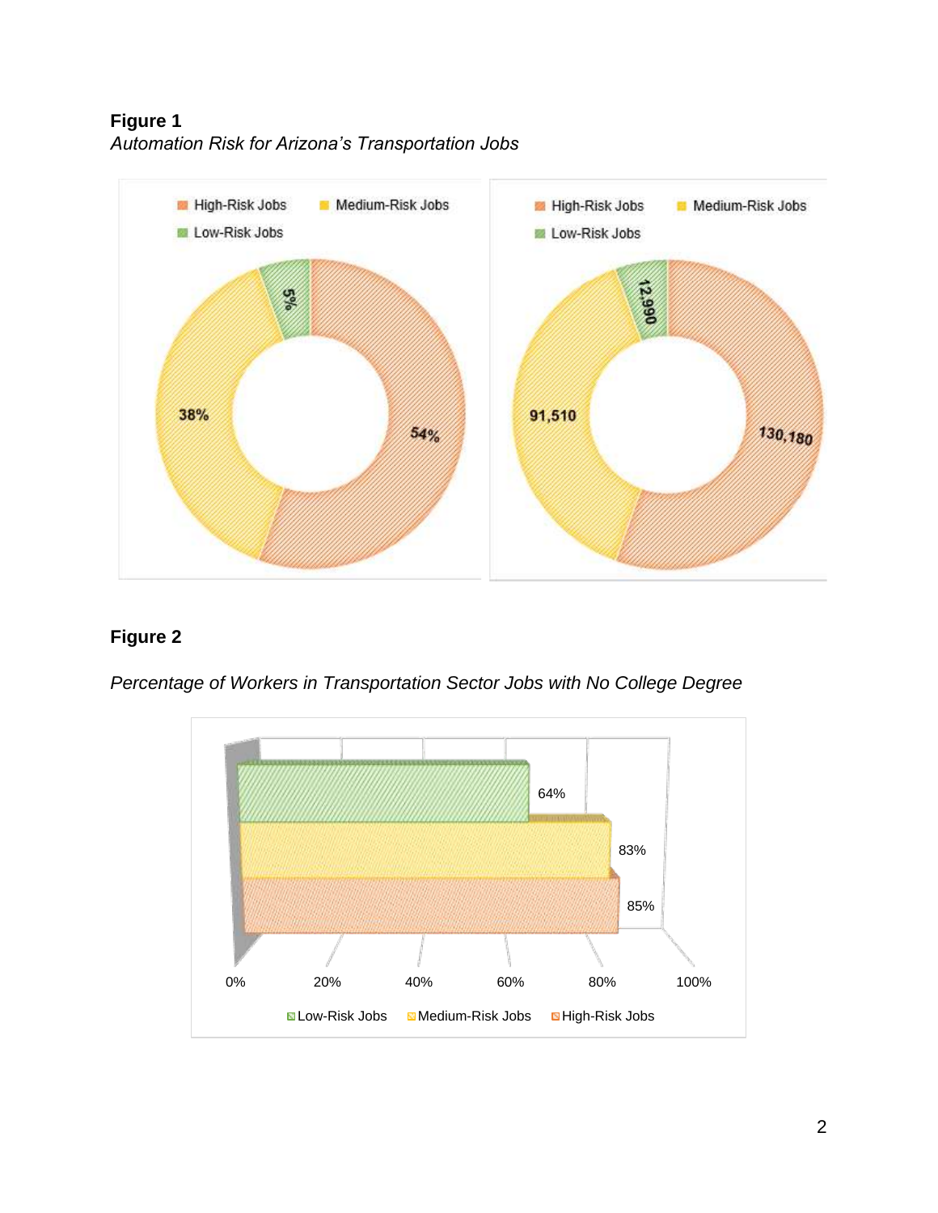**Figure 1**

*Automation Risk for Arizona's Transportation Jobs*

**Figure 2**

*Percentage of Workers in Transportation Sector Jobs with No College Degree*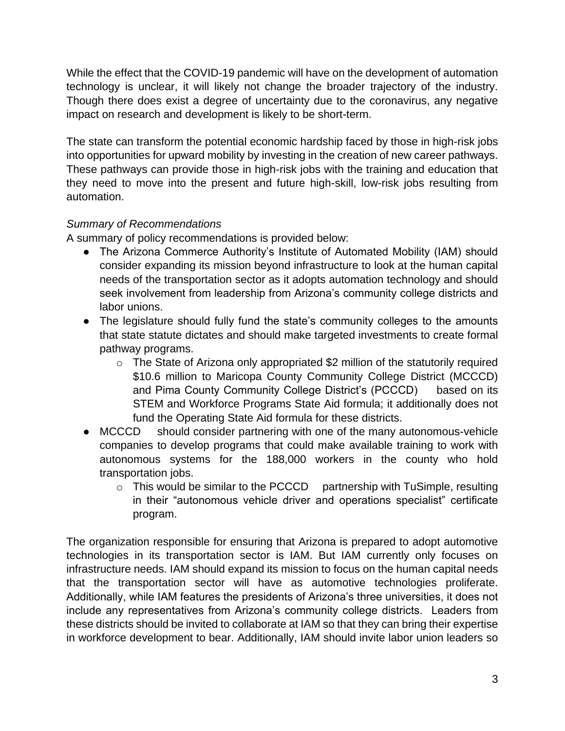While the effect that the COVID-19 pandemic will have on the development of automation technology is unclear, it will likely not change the broader trajectory of the industry. Though there does exist a degree of uncertainty due to the coronavirus, any negative impact on research and development is likely to be short-term.

The state can transform the potential economic hardship faced by those in high-risk jobs into opportunities for upward mobility by investing in the creation of new career pathways. These pathways can provide those in high-risk jobs with the training and education that they need to move into the present and future high-skill, low-risk jobs resulting from automation.

*Summary of Recommendations*

A summary of policy recommendations is provided below:

- The Arizona Commerce Authority's Institute of Automated Mobility (IAM) should consider expanding its mission beyond infrastructure to look at the human capital needs of the transportation sector as it adopts automation technology and should seek involvement from leadership from Arizona's community college districts and labor unions.
- The legislature should fully fund the state's community colleges to the amounts that state statute dictates and should make targeted investments to create formal pathway programs.
    - The State of Arizona only appropriated $2 million of the statutorily required $10.6 million to Maricopa County Community College District (MCCCD) and Pima County Community College District's (PCCCD) based on its STEM and Workforce Programs State Aid formula; it additionally does not fund the Operating State Aid formula for these districts.
- MCCCD should consider partnering with one of the many autonomous-vehicle companies to develop programs that could make available training to work with autonomous systems for the 188,000 workers in the county who hold transportation jobs.
    - This would be similar to the PCCCD partnership with TuSimple, resulting in their "autonomous vehicle driver and operations specialist" certificate program.

The organization responsible for ensuring that Arizona is prepared to adopt automotive technologies in its transportation sector is IAM. But IAM currently only focuses on infrastructure needs. IAM should expand its mission to focus on the human capital needs that the transportation sector will have as automotive technologies proliferate. Additionally, while IAM features the presidents of Arizona's three universities, it does not include any representatives from Arizona's community college districts. Leaders from these districts should be invited to collaborate at IAM so that they can bring their expertise in workforce development to bear. Additionally, IAM should invite labor union leaders so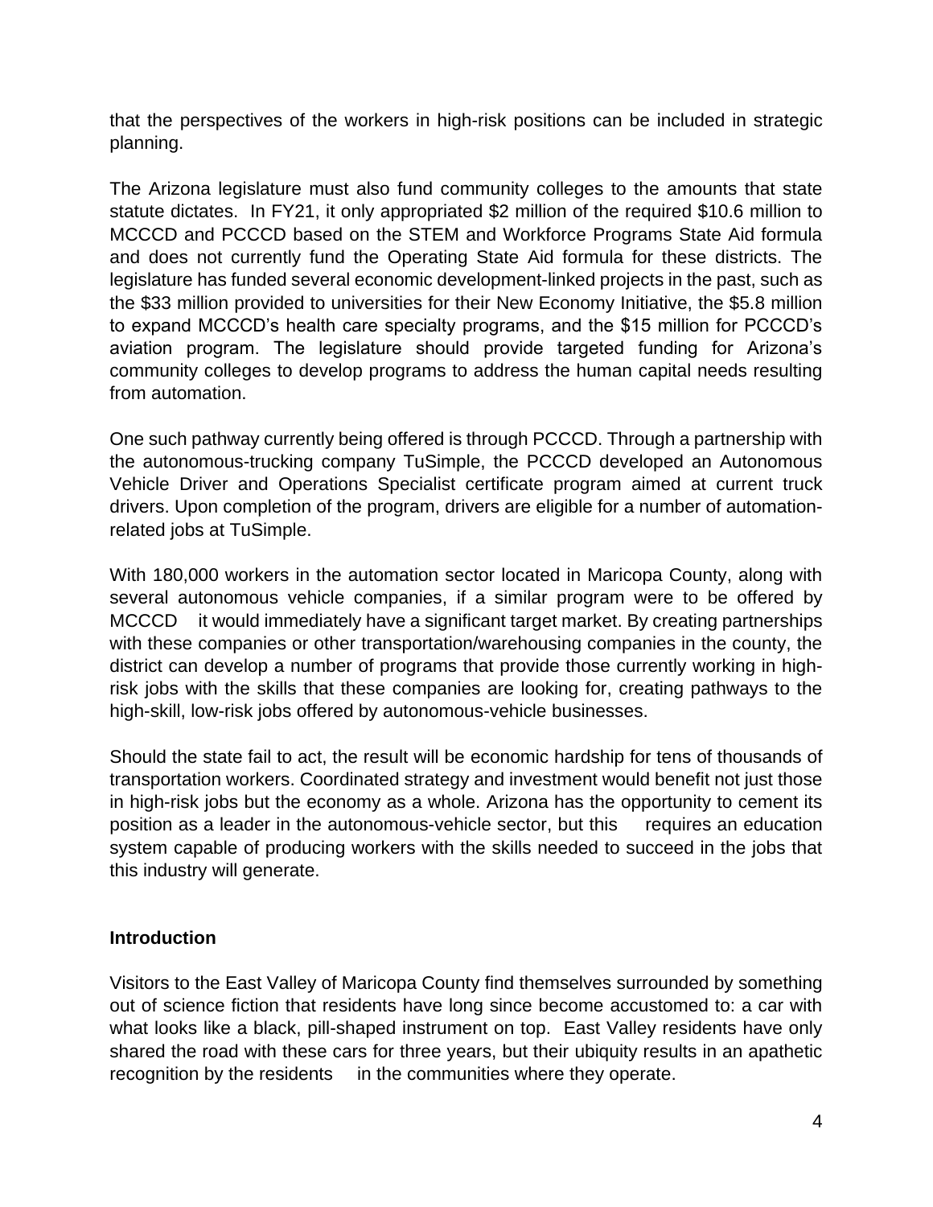that the perspectives of the workers in high-risk positions can be included in strategic planning.

The Arizona legislature must also fund community colleges to the amounts that state statute dictates. In FY21, it only appropriated $2 million of the required $10.6 million to MCCCD and PCCCD based on the STEM and Workforce Programs State Aid formula and does not currently fund the Operating State Aid formula for these districts. The legislature has funded several economic development-linked projects in the past, such as the $33 million provided to universities for their New Economy Initiative, the $5.8 million to expand MCCCD's health care specialty programs, and the $15 million for PCCCD's aviation program. The legislature should provide targeted funding for Arizona's community colleges to develop programs to address the human capital needs resulting from automation.

One such pathway currently being offered is through PCCCD. Through a partnership with the autonomous-trucking company TuSimple, the PCCCD developed an Autonomous Vehicle Driver and Operations Specialist certificate program aimed at current truck drivers. Upon completion of the program, drivers are eligible for a number of automation-related jobs at TuSimple.

With 180,000 workers in the automation sector located in Maricopa County, along with several autonomous vehicle companies, if a similar program were to be offered by MCCCD it would immediately have a significant target market. By creating partnerships with these companies or other transportation/warehousing companies in the county, the district can develop a number of programs that provide those currently working in high-risk jobs with the skills that these companies are looking for, creating pathways to the high-skill, low-risk jobs offered by autonomous-vehicle businesses.

Should the state fail to act, the result will be economic hardship for tens of thousands of transportation workers. Coordinated strategy and investment would benefit not just those in high-risk jobs but the economy as a whole. Arizona has the opportunity to cement its position as a leader in the autonomous-vehicle sector, but this requires an education system capable of producing workers with the skills needed to succeed in the jobs that this industry will generate.

## Introduction

Visitors to the East Valley of Maricopa County find themselves surrounded by something out of science fiction that residents have long since become accustomed to: a car with what looks like a black, pill-shaped instrument on top. East Valley residents have only shared the road with these cars for three years, but their ubiquity results in an apathetic recognition by the residents in the communities where they operate.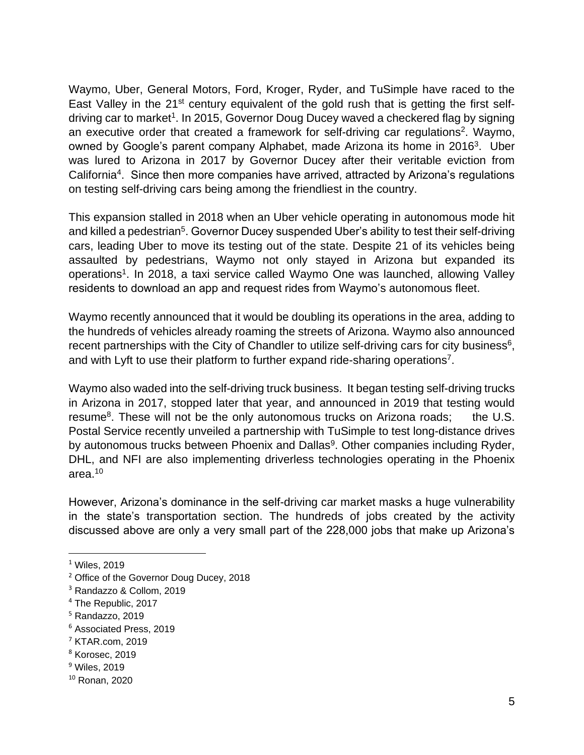Waymo, Uber, General Motors, Ford, Kroger, Ryder, and TuSimple have raced to the East Valley in the 21st century equivalent of the gold rush that is getting the first self-driving car to market[1]. In 2015, Governor Doug Ducey waved a checkered flag by signing an executive order that created a framework for self-driving car regulations[2]. Waymo, owned by Google's parent company Alphabet, made Arizona its home in 2016[3]. Uber was lured to Arizona in 2017 by Governor Ducey after their veritable eviction from California[4]. Since then more companies have arrived, attracted by Arizona's regulations on testing self-driving cars being among the friendliest in the country.

This expansion stalled in 2018 when an Uber vehicle operating in autonomous mode hit and killed a pedestrian[5]. Governor Ducey suspended Uber's ability to test their self-driving cars, leading Uber to move its testing out of the state. Despite 21 of its vehicles being assaulted by pedestrians, Waymo not only stayed in Arizona but expanded its operations[1]. In 2018, a taxi service called Waymo One was launched, allowing Valley residents to download an app and request rides from Waymo's autonomous fleet.

Waymo recently announced that it would be doubling its operations in the area, adding to the hundreds of vehicles already roaming the streets of Arizona. Waymo also announced recent partnerships with the City of Chandler to utilize self-driving cars for city business[6], and with Lyft to use their platform to further expand ride-sharing operations[7].

Waymo also waded into the self-driving truck business. It began testing self-driving trucks in Arizona in 2017, stopped later that year, and announced in 2019 that testing would resume[8]. These will not be the only autonomous trucks on Arizona roads; the U.S. Postal Service recently unveiled a partnership with TuSimple to test long-distance drives by autonomous trucks between Phoenix and Dallas[9]. Other companies including Ryder, DHL, and NFI are also implementing driverless technologies operating in the Phoenix area.[10]

However, Arizona's dominance in the self-driving car market masks a huge vulnerability in the state's transportation section. The hundreds of jobs created by the activity discussed above are only a very small part of the 228,000 jobs that make up Arizona's

---

[1] Wiles, 2019
[2] Office of the Governor Doug Ducey, 2018
[3] Randazzo & Collom, 2019
[4] The Republic, 2017
[5] Randazzo, 2019
[6] Associated Press, 2019
[7] KTAR.com, 2019
[8] Korosec, 2019
[9] Wiles, 2019
[10] Ronan, 2020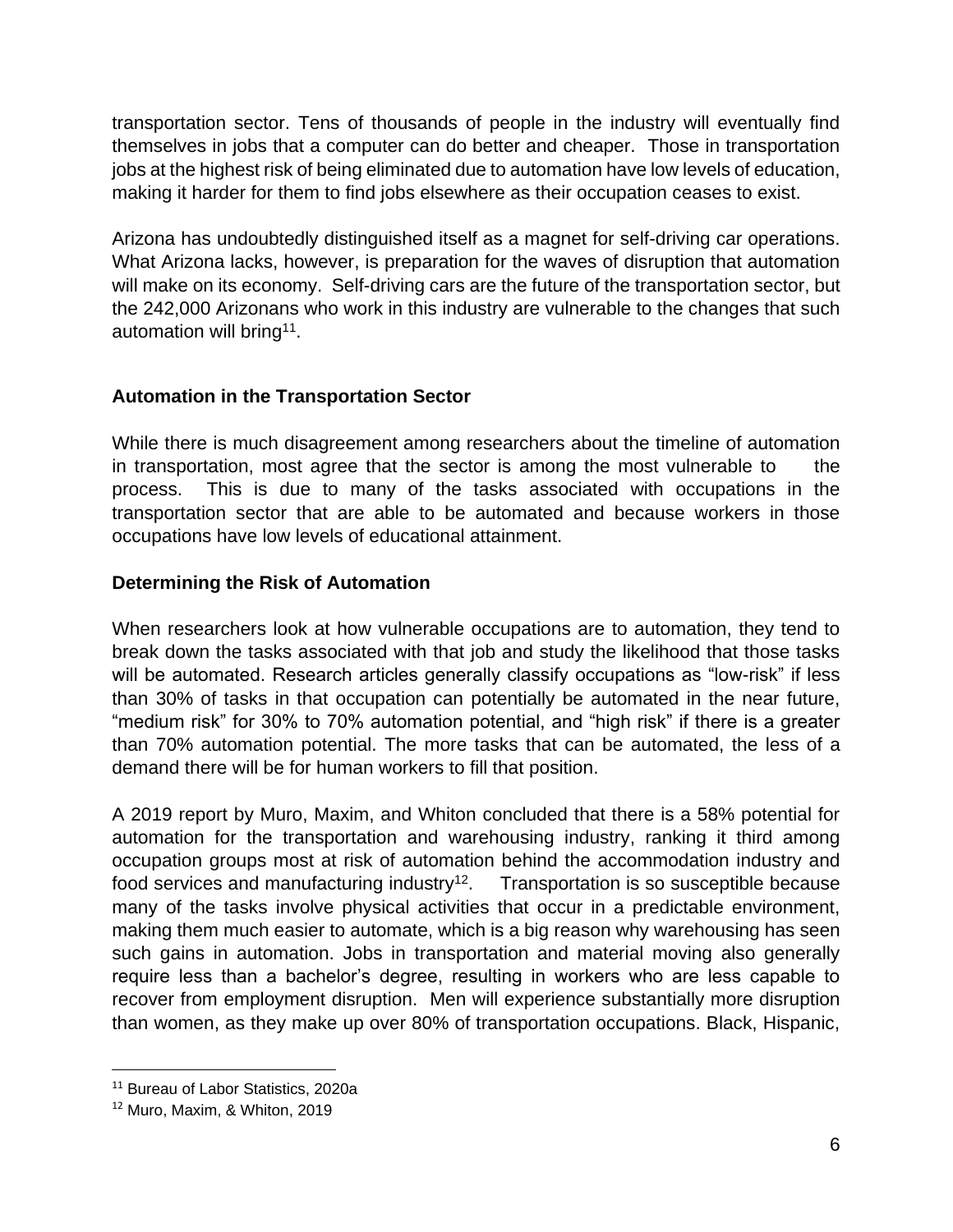transportation sector. Tens of thousands of people in the industry will eventually find themselves in jobs that a computer can do better and cheaper. Those in transportation jobs at the highest risk of being eliminated due to automation have low levels of education, making it harder for them to find jobs elsewhere as their occupation ceases to exist.

Arizona has undoubtedly distinguished itself as a magnet for self-driving car operations. What Arizona lacks, however, is preparation for the waves of disruption that automation will make on its economy. Self-driving cars are the future of the transportation sector, but the 242,000 Arizonans who work in this industry are vulnerable to the changes that such automation will bring[11].

## Automation in the Transportation Sector

While there is much disagreement among researchers about the timeline of automation in transportation, most agree that the sector is among the most vulnerable to the process. This is due to many of the tasks associated with occupations in the transportation sector that are able to be automated and because workers in those occupations have low levels of educational attainment.

## Determining the Risk of Automation

When researchers look at how vulnerable occupations are to automation, they tend to break down the tasks associated with that job and study the likelihood that those tasks will be automated. Research articles generally classify occupations as "low-risk" if less than 30% of tasks in that occupation can potentially be automated in the near future, "medium risk" for 30% to 70% automation potential, and "high risk" if there is a greater than 70% automation potential. The more tasks that can be automated, the less of a demand there will be for human workers to fill that position.

A 2019 report by Muro, Maxim, and Whiton concluded that there is a 58% potential for automation for the transportation and warehousing industry, ranking it third among occupation groups most at risk of automation behind the accommodation industry and food services and manufacturing industry[12]. Transportation is so susceptible because many of the tasks involve physical activities that occur in a predictable environment, making them much easier to automate, which is a big reason why warehousing has seen such gains in automation. Jobs in transportation and material moving also generally require less than a bachelor's degree, resulting in workers who are less capable to recover from employment disruption. Men will experience substantially more disruption than women, as they make up over 80% of transportation occupations. Black, Hispanic,

---

[11] Bureau of Labor Statistics, 2020a

[12] Muro, Maxim, & Whiton, 2019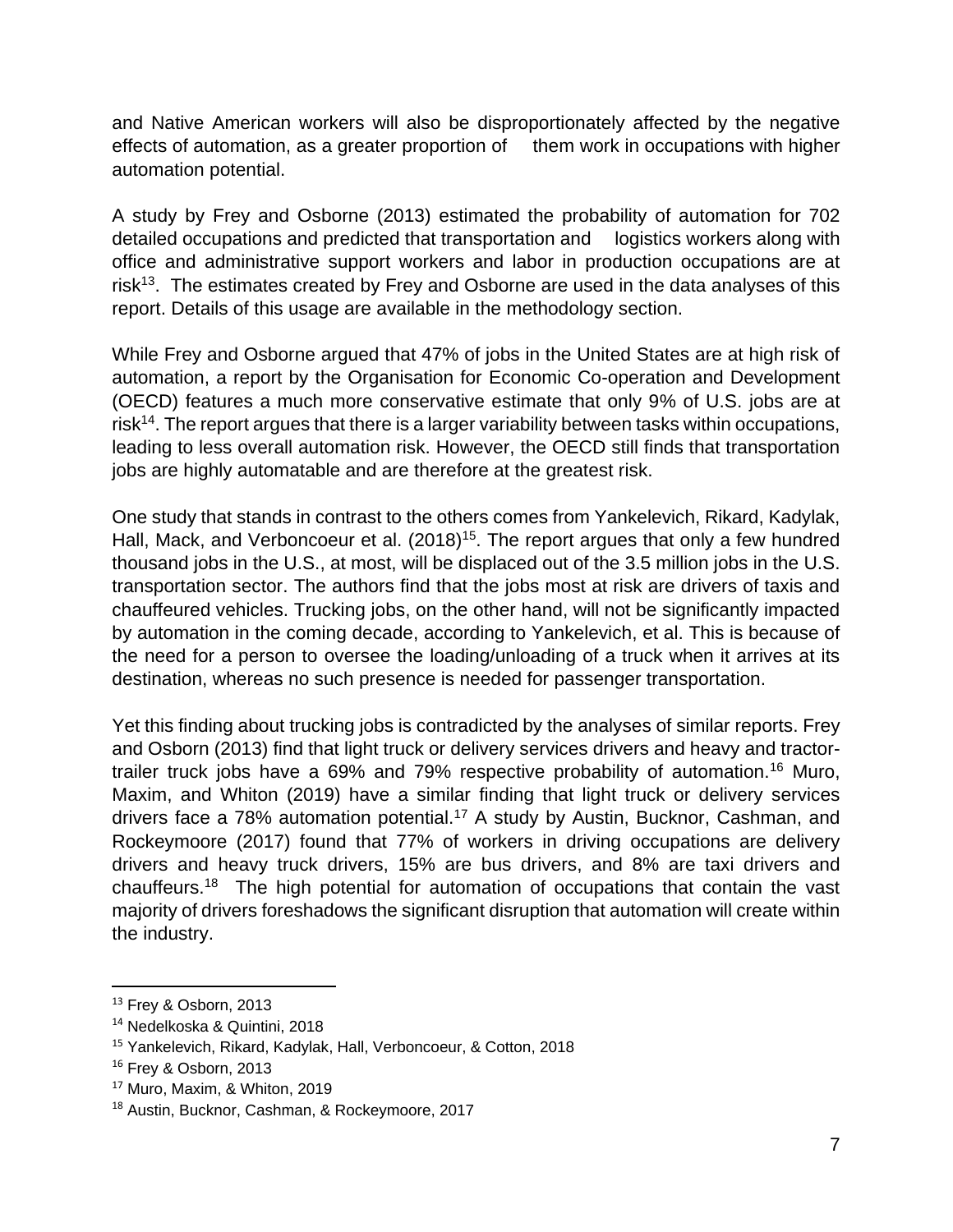and Native American workers will also be disproportionately affected by the negative effects of automation, as a greater proportion of them work in occupations with higher automation potential.

A study by Frey and Osborne (2013) estimated the probability of automation for 702 detailed occupations and predicted that transportation and logistics workers along with office and administrative support workers and labor in production occupations are at risk[13]. The estimates created by Frey and Osborne are used in the data analyses of this report. Details of this usage are available in the methodology section.

While Frey and Osborne argued that 47% of jobs in the United States are at high risk of automation, a report by the Organisation for Economic Co-operation and Development (OECD) features a much more conservative estimate that only 9% of U.S. jobs are at risk[14]. The report argues that there is a larger variability between tasks within occupations, leading to less overall automation risk. However, the OECD still finds that transportation jobs are highly automatable and are therefore at the greatest risk.

One study that stands in contrast to the others comes from Yankelevich, Rikard, Kadylak, Hall, Mack, and Verboncoeur et al. (2018)[15]. The report argues that only a few hundred thousand jobs in the U.S., at most, will be displaced out of the 3.5 million jobs in the U.S. transportation sector. The authors find that the jobs most at risk are drivers of taxis and chauffeured vehicles. Trucking jobs, on the other hand, will not be significantly impacted by automation in the coming decade, according to Yankelevich, et al. This is because of the need for a person to oversee the loading/unloading of a truck when it arrives at its destination, whereas no such presence is needed for passenger transportation.

Yet this finding about trucking jobs is contradicted by the analyses of similar reports. Frey and Osborn (2013) find that light truck or delivery services drivers and heavy and tractor-trailer truck jobs have a 69% and 79% respective probability of automation.[16] Muro, Maxim, and Whiton (2019) have a similar finding that light truck or delivery services drivers face a 78% automation potential.[17] A study by Austin, Bucknor, Cashman, and Rockeymoore (2017) found that 77% of workers in driving occupations are delivery drivers and heavy truck drivers, 15% are bus drivers, and 8% are taxi drivers and chauffeurs.[18] The high potential for automation of occupations that contain the vast majority of drivers foreshadows the significant disruption that automation will create within the industry.

---

[13] Frey & Osborn, 2013

[14] Nedelkoska & Quintini, 2018

[15] Yankelevich, Rikard, Kadylak, Hall, Verboncoeur, & Cotton, 2018

[16] Frey & Osborn, 2013

[17] Muro, Maxim, & Whiton, 2019

[18] Austin, Bucknor, Cashman, & Rockeymoore, 2017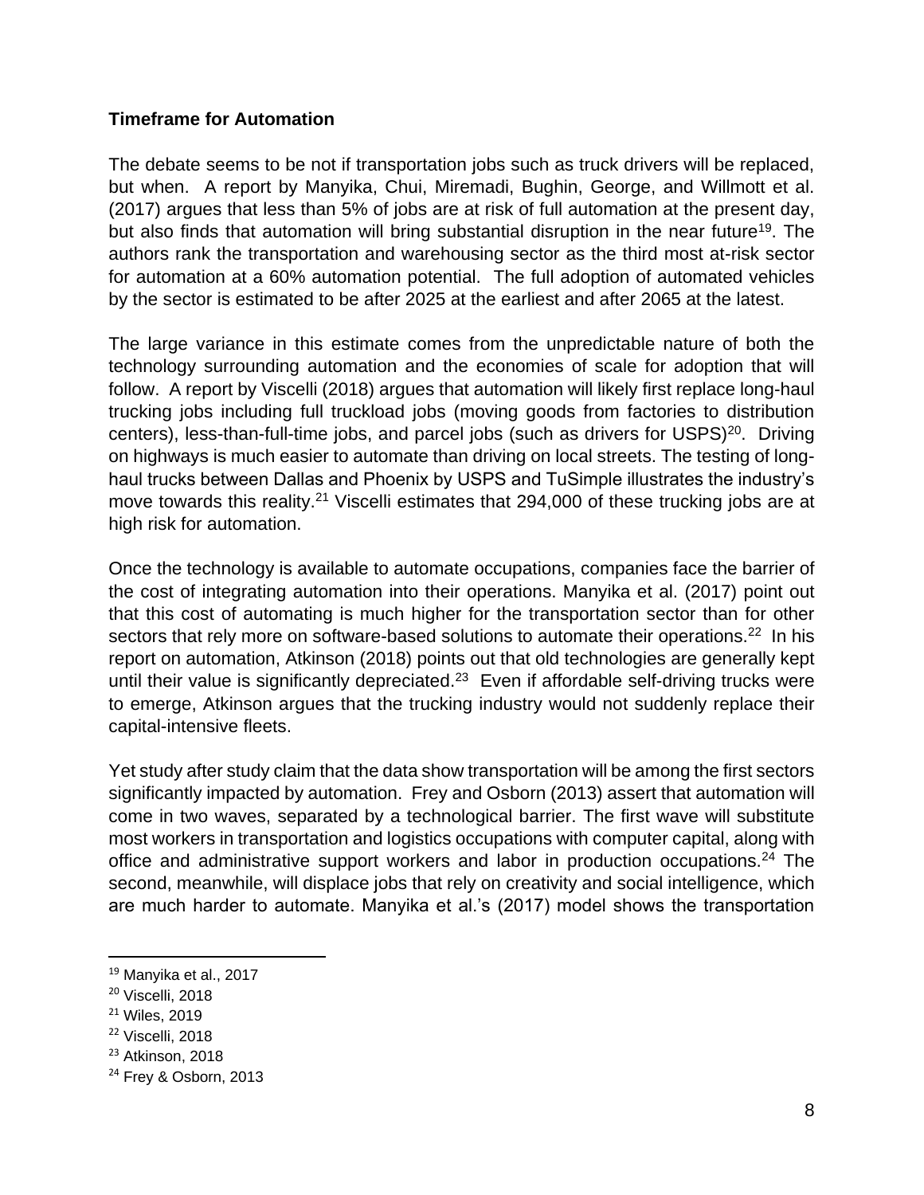**Timeframe for Automation**

The debate seems to be not if transportation jobs such as truck drivers will be replaced, but when. A report by Manyika, Chui, Miremadi, Bughin, George, and Willmott et al. (2017) argues that less than 5% of jobs are at risk of full automation at the present day, but also finds that automation will bring substantial disruption in the near future[19]. The authors rank the transportation and warehousing sector as the third most at-risk sector for automation at a 60% automation potential. The full adoption of automated vehicles by the sector is estimated to be after 2025 at the earliest and after 2065 at the latest.

The large variance in this estimate comes from the unpredictable nature of both the technology surrounding automation and the economies of scale for adoption that will follow. A report by Viscelli (2018) argues that automation will likely first replace long-haul trucking jobs including full truckload jobs (moving goods from factories to distribution centers), less-than-full-time jobs, and parcel jobs (such as drivers for USPS)[20]. Driving on highways is much easier to automate than driving on local streets. The testing of long-haul trucks between Dallas and Phoenix by USPS and TuSimple illustrates the industry's move towards this reality.[21] Viscelli estimates that 294,000 of these trucking jobs are at high risk for automation.

Once the technology is available to automate occupations, companies face the barrier of the cost of integrating automation into their operations. Manyika et al. (2017) point out that this cost of automating is much higher for the transportation sector than for other sectors that rely more on software-based solutions to automate their operations.[22] In his report on automation, Atkinson (2018) points out that old technologies are generally kept until their value is significantly depreciated.[23] Even if affordable self-driving trucks were to emerge, Atkinson argues that the trucking industry would not suddenly replace their capital-intensive fleets.

Yet study after study claim that the data show transportation will be among the first sectors significantly impacted by automation. Frey and Osborn (2013) assert that automation will come in two waves, separated by a technological barrier. The first wave will substitute most workers in transportation and logistics occupations with computer capital, along with office and administrative support workers and labor in production occupations.[24] The second, meanwhile, will displace jobs that rely on creativity and social intelligence, which are much harder to automate. Manyika et al.'s (2017) model shows the transportation

---

[19] Manyika et al., 2017
[20] Viscelli, 2018
[21] Wiles, 2019
[22] Viscelli, 2018
[23] Atkinson, 2018
[24] Frey & Osborn, 2013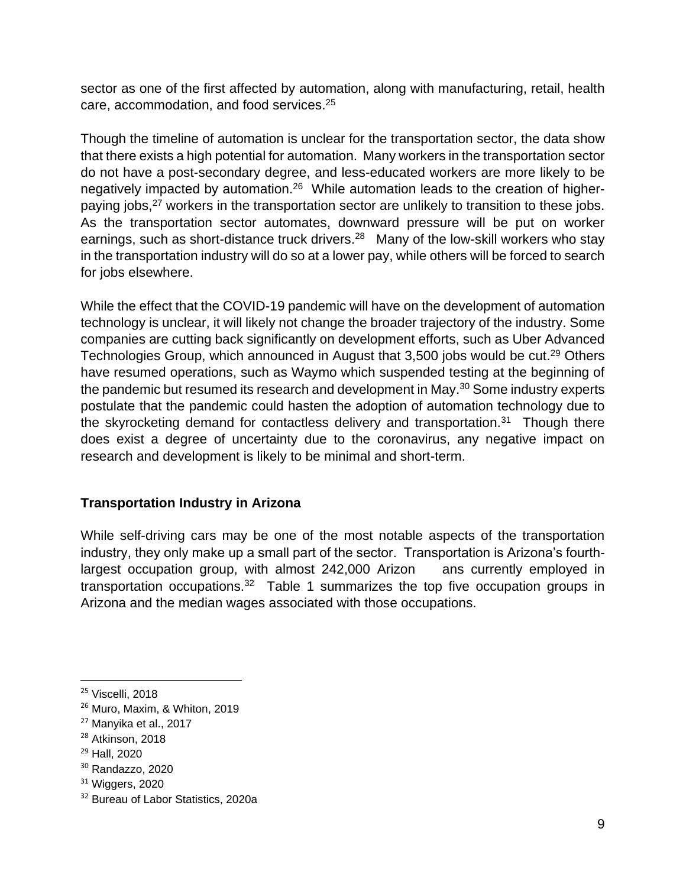sector as one of the first affected by automation, along with manufacturing, retail, health care, accommodation, and food services.[25]

Though the timeline of automation is unclear for the transportation sector, the data show that there exists a high potential for automation. Many workers in the transportation sector do not have a post-secondary degree, and less-educated workers are more likely to be negatively impacted by automation.[26] While automation leads to the creation of higher-paying jobs,[27] workers in the transportation sector are unlikely to transition to these jobs. As the transportation sector automates, downward pressure will be put on worker earnings, such as short-distance truck drivers.[28] Many of the low-skill workers who stay in the transportation industry will do so at a lower pay, while others will be forced to search for jobs elsewhere.

While the effect that the COVID-19 pandemic will have on the development of automation technology is unclear, it will likely not change the broader trajectory of the industry. Some companies are cutting back significantly on development efforts, such as Uber Advanced Technologies Group, which announced in August that 3,500 jobs would be cut.[29] Others have resumed operations, such as Waymo which suspended testing at the beginning of the pandemic but resumed its research and development in May.[30] Some industry experts postulate that the pandemic could hasten the adoption of automation technology due to the skyrocketing demand for contactless delivery and transportation.[31] Though there does exist a degree of uncertainty due to the coronavirus, any negative impact on research and development is likely to be minimal and short-term.

## Transportation Industry in Arizona

While self-driving cars may be one of the most notable aspects of the transportation industry, they only make up a small part of the sector. Transportation is Arizona's fourth-largest occupation group, with almost 242,000 Arizonans currently employed in transportation occupations.[32] Table 1 summarizes the top five occupation groups in Arizona and the median wages associated with those occupations.

---

[25] Viscelli, 2018
[26] Muro, Maxim, & Whiton, 2019
[27] Manyika et al., 2017
[28] Atkinson, 2018
[29] Hall, 2020
[30] Randazzo, 2020
[31] Wiggers, 2020
[32] Bureau of Labor Statistics, 2020a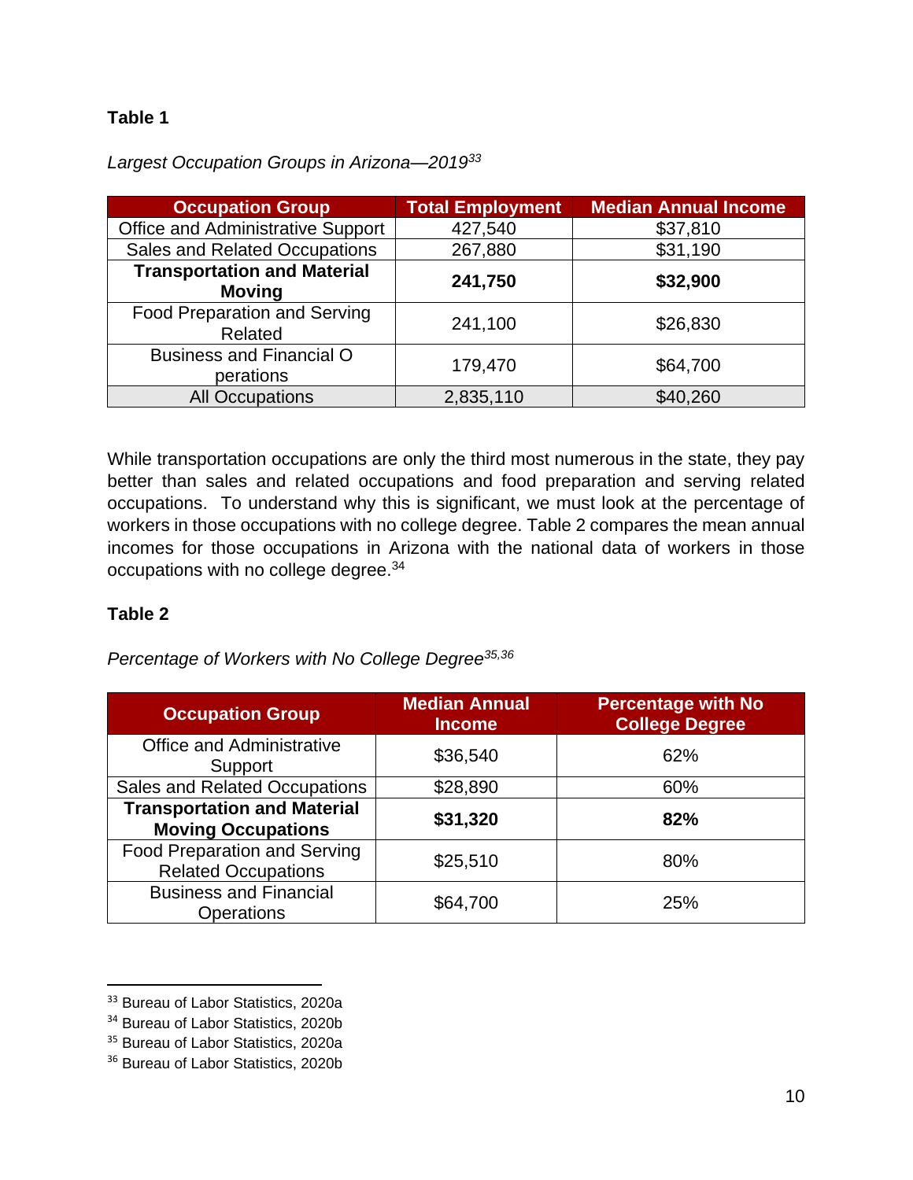**Table 1**

*Largest Occupation Groups in Arizona—2019*[33]

| Occupation Group | Total Employment | Median Annual Income |
|---|---|---|
| Office and Administrative Support | 427,540 | $37,810 |
| Sales and Related Occupations | 267,880 | $31,190 |
| **Transportation and Material Moving** | **241,750** | **$32,900** |
| Food Preparation and Serving Related | 241,100 | $26,830 |
| Business and Financial Operations | 179,470 | $64,700 |
| All Occupations | 2,835,110 | $40,260 |

While transportation occupations are only the third most numerous in the state, they pay better than sales and related occupations and food preparation and serving related occupations. To understand why this is significant, we must look at the percentage of workers in those occupations with no college degree. Table 2 compares the mean annual incomes for those occupations in Arizona with the national data of workers in those occupations with no college degree.[34]

**Table 2**

*Percentage of Workers with No College Degree*[35,36]

| Occupation Group | Median Annual Income | Percentage with No College Degree |
|---|---|---|
| Office and Administrative Support | $36,540 | 62% |
| Sales and Related Occupations | $28,890 | 60% |
| **Transportation and Material Moving Occupations** | **$31,320** | **82%** |
| Food Preparation and Serving Related Occupations | $25,510 | 80% |
| Business and Financial Operations | $64,700 | 25% |

---

[33] Bureau of Labor Statistics, 2020a

[34] Bureau of Labor Statistics, 2020b

[35] Bureau of Labor Statistics, 2020a

[36] Bureau of Labor Statistics, 2020b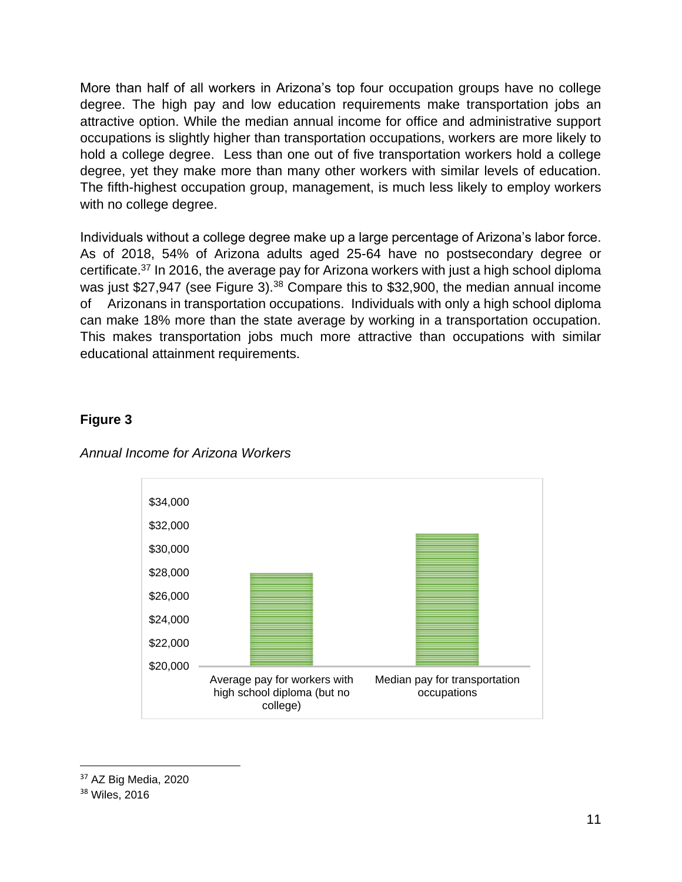More than half of all workers in Arizona's top four occupation groups have no college degree. The high pay and low education requirements make transportation jobs an attractive option. While the median annual income for office and administrative support occupations is slightly higher than transportation occupations, workers are more likely to hold a college degree. Less than one out of five transportation workers hold a college degree, yet they make more than many other workers with similar levels of education. The fifth-highest occupation group, management, is much less likely to employ workers with no college degree.

Individuals without a college degree make up a large percentage of Arizona's labor force. As of 2018, 54% of Arizona adults aged 25-64 have no postsecondary degree or certificate.[37] In 2016, the average pay for Arizona workers with just a high school diploma was just $27,947 (see Figure 3).[38] Compare this to $32,900, the median annual income of Arizonans in transportation occupations. Individuals with only a high school diploma can make 18% more than the state average by working in a transportation occupation. This makes transportation jobs much more attractive than occupations with similar educational attainment requirements.

**Figure 3**

*Annual Income for Arizona Workers*

| Category | Annual Income |
| --- | --- |
| Average pay for workers with high school diploma (but no college) | ~$28,000 |
| Median pay for transportation occupations | ~$31,300 |

---

[37] AZ Big Media, 2020

[38] Wiles, 2016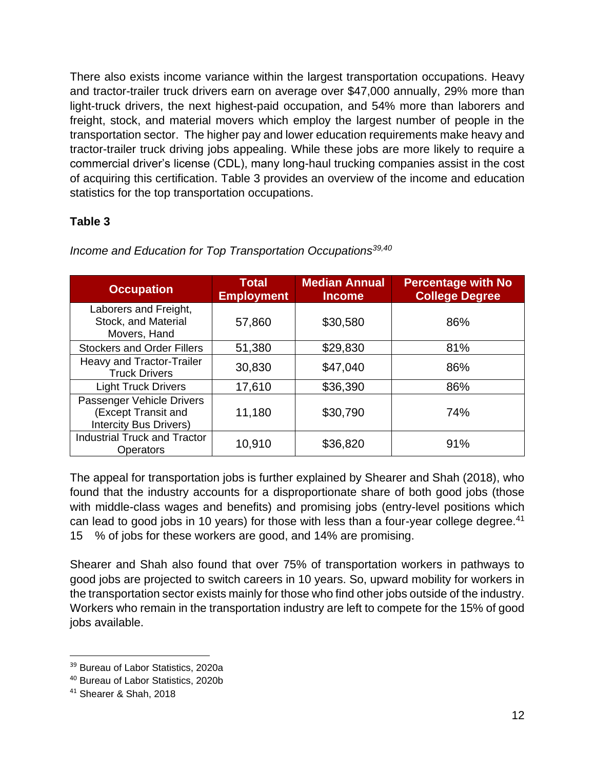There also exists income variance within the largest transportation occupations. Heavy and tractor-trailer truck drivers earn on average over $47,000 annually, 29% more than light-truck drivers, the next highest-paid occupation, and 54% more than laborers and freight, stock, and material movers which employ the largest number of people in the transportation sector. The higher pay and lower education requirements make heavy and tractor-trailer truck driving jobs appealing. While these jobs are more likely to require a commercial driver's license (CDL), many long-haul trucking companies assist in the cost of acquiring this certification. Table 3 provides an overview of the income and education statistics for the top transportation occupations.

**Table 3**

*Income and Education for Top Transportation Occupations*[39,40]

| Occupation | Total Employment | Median Annual Income | Percentage with No College Degree |
|---|---|---|---|
| Laborers and Freight, Stock, and Material Movers, Hand | 57,860 | $30,580 | 86% |
| Stockers and Order Fillers | 51,380 | $29,830 | 81% |
| Heavy and Tractor-Trailer Truck Drivers | 30,830 | $47,040 | 86% |
| Light Truck Drivers | 17,610 | $36,390 | 86% |
| Passenger Vehicle Drivers (Except Transit and Intercity Bus Drivers) | 11,180 | $30,790 | 74% |
| Industrial Truck and Tractor Operators | 10,910 | $36,820 | 91% |

The appeal for transportation jobs is further explained by Shearer and Shah (2018), who found that the industry accounts for a disproportionate share of both good jobs (those with middle-class wages and benefits) and promising jobs (entry-level positions which can lead to good jobs in 10 years) for those with less than a four-year college degree.[41] 15 % of jobs for these workers are good, and 14% are promising.

Shearer and Shah also found that over 75% of transportation workers in pathways to good jobs are projected to switch careers in 10 years. So, upward mobility for workers in the transportation sector exists mainly for those who find other jobs outside of the industry. Workers who remain in the transportation industry are left to compete for the 15% of good jobs available.

---

[39] Bureau of Labor Statistics, 2020a

[40] Bureau of Labor Statistics, 2020b

[41] Shearer & Shah, 2018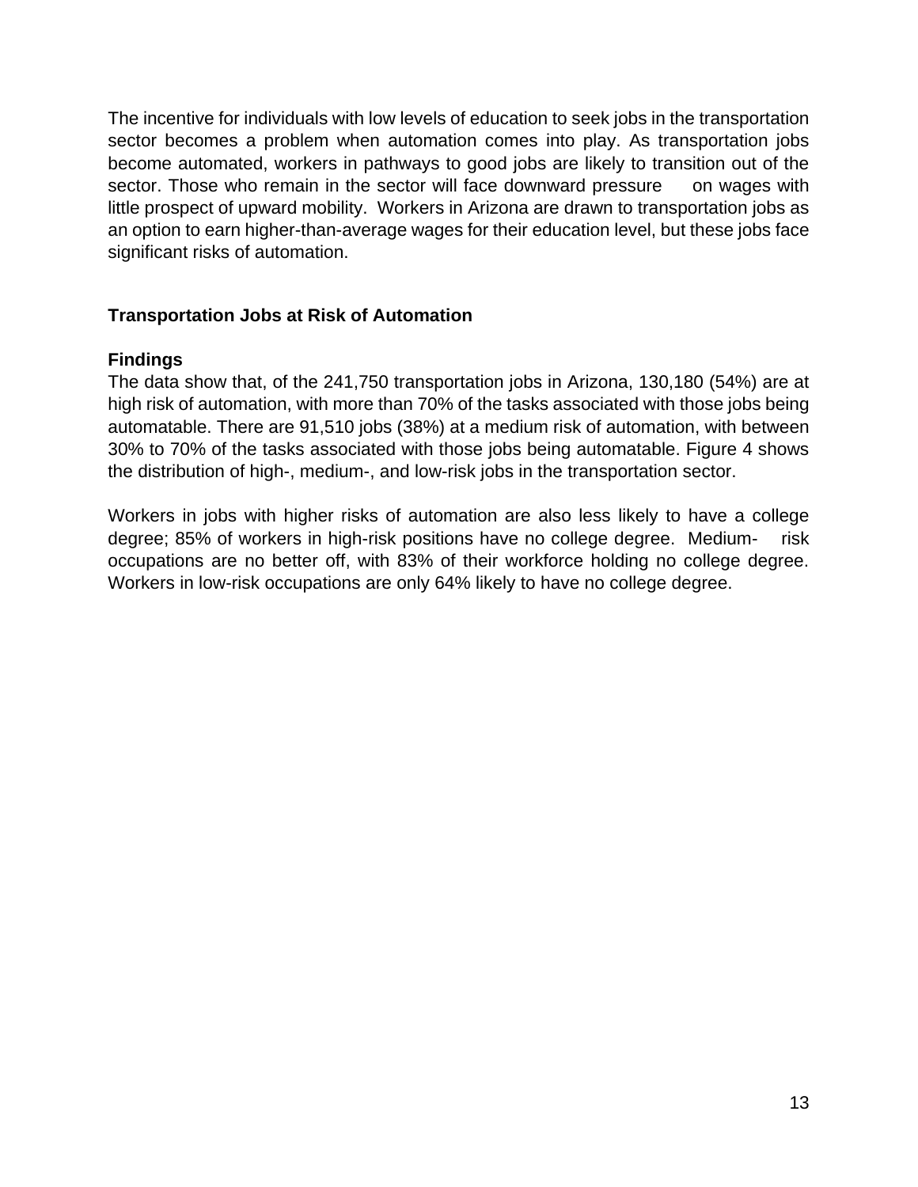The incentive for individuals with low levels of education to seek jobs in the transportation sector becomes a problem when automation comes into play. As transportation jobs become automated, workers in pathways to good jobs are likely to transition out of the sector. Those who remain in the sector will face downward pressure on wages with little prospect of upward mobility. Workers in Arizona are drawn to transportation jobs as an option to earn higher-than-average wages for their education level, but these jobs face significant risks of automation.

## Transportation Jobs at Risk of Automation

### Findings

The data show that, of the 241,750 transportation jobs in Arizona, 130,180 (54%) are at high risk of automation, with more than 70% of the tasks associated with those jobs being automatable. There are 91,510 jobs (38%) at a medium risk of automation, with between 30% to 70% of the tasks associated with those jobs being automatable. Figure 4 shows the distribution of high-, medium-, and low-risk jobs in the transportation sector.

Workers in jobs with higher risks of automation are also less likely to have a college degree; 85% of workers in high-risk positions have no college degree. Medium- risk occupations are no better off, with 83% of their workforce holding no college degree. Workers in low-risk occupations are only 64% likely to have no college degree.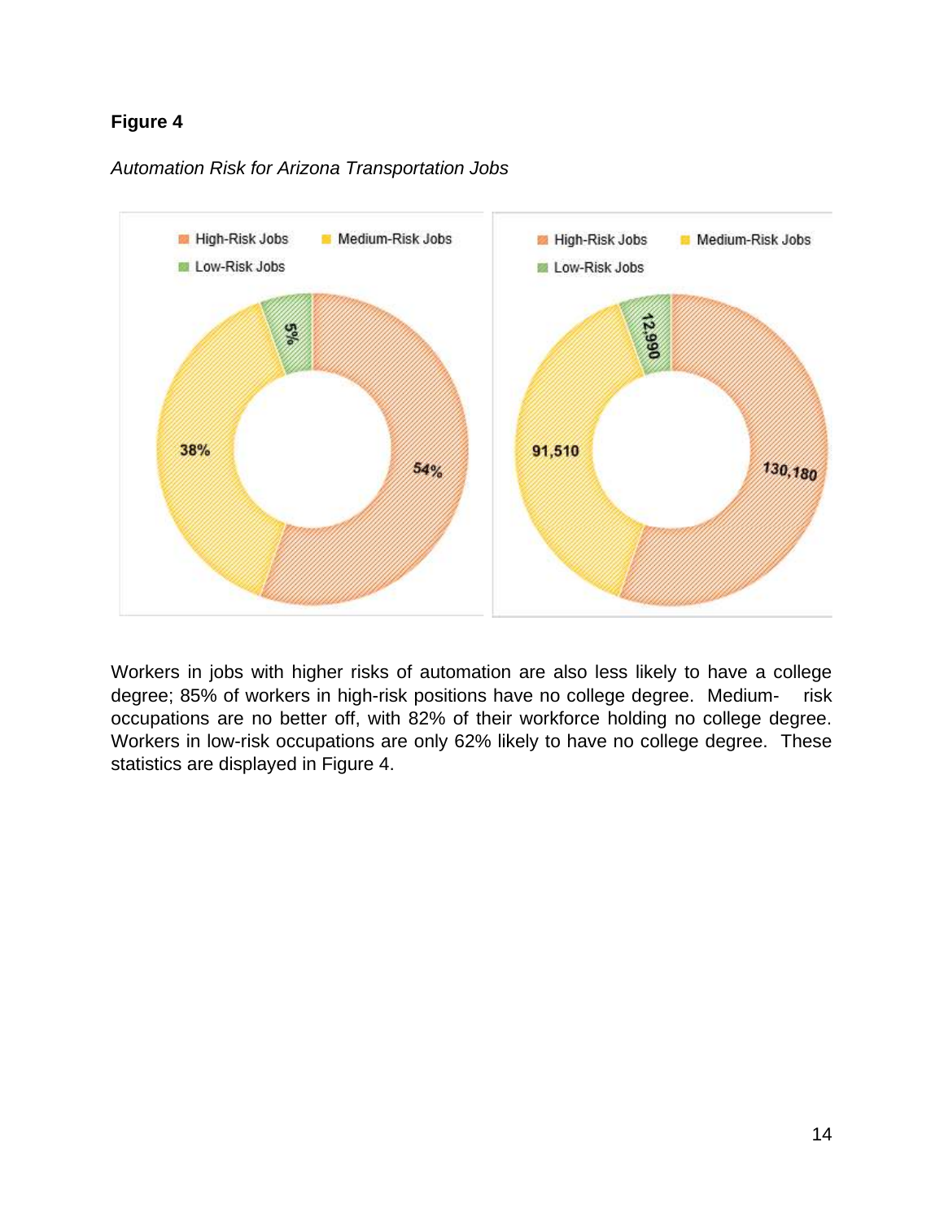**Figure 4**

*Automation Risk for Arizona Transportation Jobs*

Workers in jobs with higher risks of automation are also less likely to have a college degree; 85% of workers in high-risk positions have no college degree. Medium- risk occupations are no better off, with 82% of their workforce holding no college degree. Workers in low-risk occupations are only 62% likely to have no college degree. These statistics are displayed in Figure 4.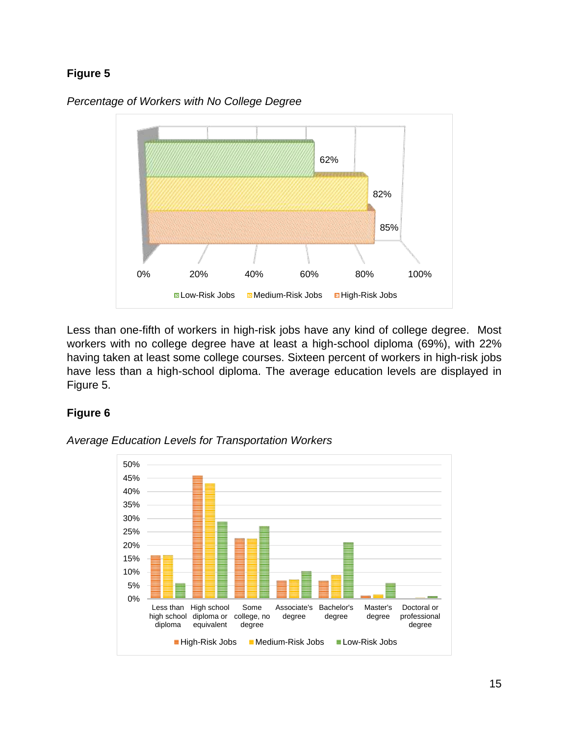**Figure 5**

*Percentage of Workers with No College Degree*

Less than one-fifth of workers in high-risk jobs have any kind of college degree. Most workers with no college degree have at least a high-school diploma (69%), with 22% having taken at least some college courses. Sixteen percent of workers in high-risk jobs have less than a high-school diploma. The average education levels are displayed in Figure 5.

**Figure 6**

*Average Education Levels for Transportation Workers*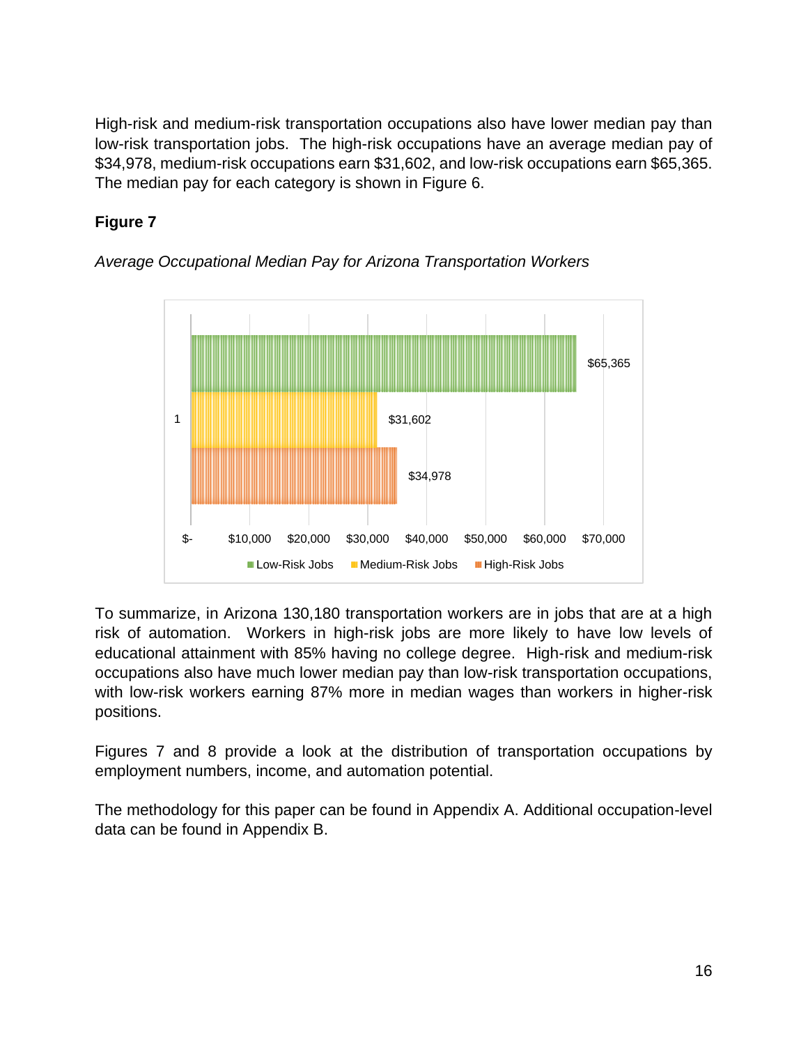High-risk and medium-risk transportation occupations also have lower median pay than low-risk transportation jobs. The high-risk occupations have an average median pay of $34,978, medium-risk occupations earn $31,602, and low-risk occupations earn $65,365. The median pay for each category is shown in Figure 6.

**Figure 7**

*Average Occupational Median Pay for Arizona Transportation Workers*

| Category | Average Median Pay |
|---|---|
| Low-Risk Jobs | $65,365 |
| Medium-Risk Jobs | $31,602 |
| High-Risk Jobs | $34,978 |

To summarize, in Arizona 130,180 transportation workers are in jobs that are at a high risk of automation. Workers in high-risk jobs are more likely to have low levels of educational attainment with 85% having no college degree. High-risk and medium-risk occupations also have much lower median pay than low-risk transportation occupations, with low-risk workers earning 87% more in median wages than workers in higher-risk positions.

Figures 7 and 8 provide a look at the distribution of transportation occupations by employment numbers, income, and automation potential.

The methodology for this paper can be found in Appendix A. Additional occupation-level data can be found in Appendix B.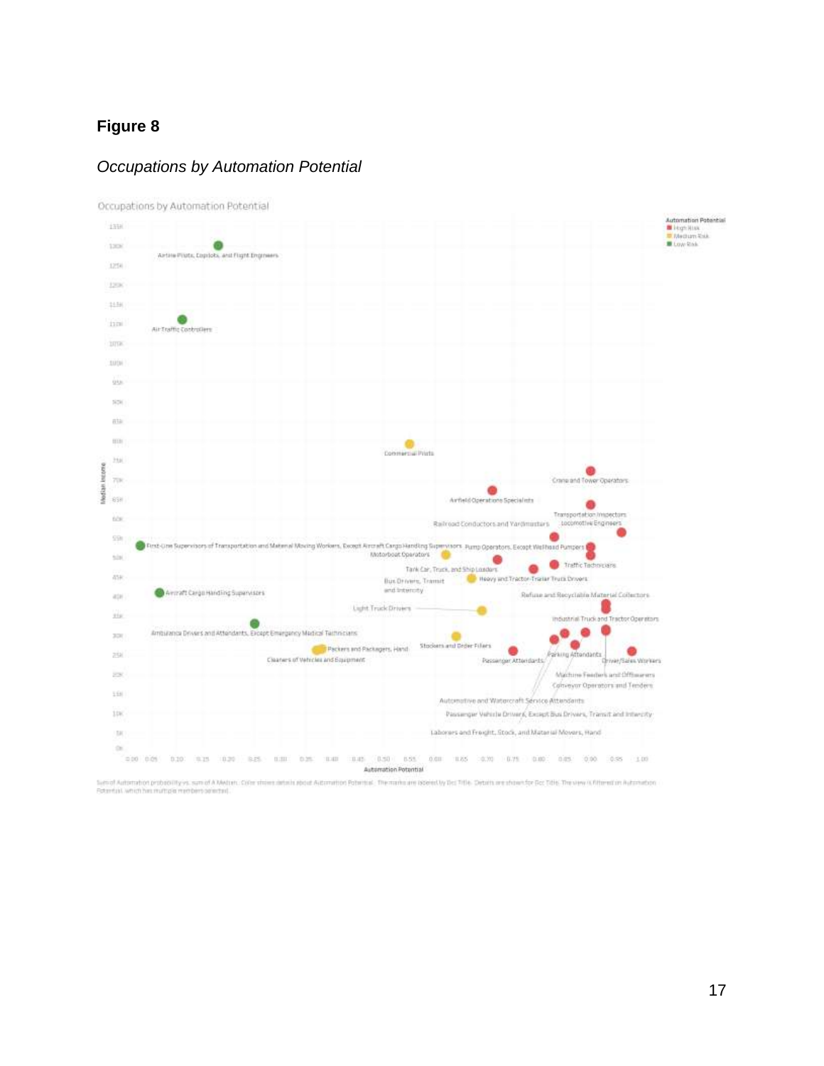**Figure 8**

*Occupations by Automation Potential*

Occupations by Automation Potential

Automation Potential
- High Risk
- Medium Risk
- Low Risk

Airline Pilots, Copilots, and Flight Engineers

Air Traffic Controllers

Commercial Pilots

Crane and Tower Operators

Airfield Operations Specialists

Transportation Inspectors

Railroad Conductors and Yardmasters

Locomotive Engineers

First-Line Supervisors of Transportation and Material Moving Workers, Except Aircraft Cargo Handling Supervisors

Pump Operators, Except Wellhead Pumpers

Motorboat Operators

Traffic Technicians

Tank Car, Truck, and Ship Loaders

Bus Drivers, Transit and Intercity

Heavy and Tractor-Trailer Truck Drivers

Aircraft Cargo Handling Supervisors

Refuse and Recyclable Material Collectors

Light Truck Drivers

Industrial Truck and Tractor Operators

Ambulance Drivers and Attendants, Except Emergency Medical Technicians

Packers and Packagers, Hand

Stockers and Order Fillers

Cleaners of Vehicles and Equipment

Parking Attendants

Passenger Attendants

Driver/Sales Workers

Machine Feeders and Offbearers

Conveyor Operators and Tenders

Automotive and Watercraft Service Attendants

Passenger Vehicle Drivers, Except Bus Drivers, Transit and Intercity

Laborers and Freight, Stock, and Material Movers, Hand

Median Income

Automation Potential

Sum of Automation probability vs. sum of A Median. Color shows details about Automation Potential. The marks are labeled by Occ Title. Details are shown for Occ Title. The view is filtered on Automation Potential, which has multiple members selected.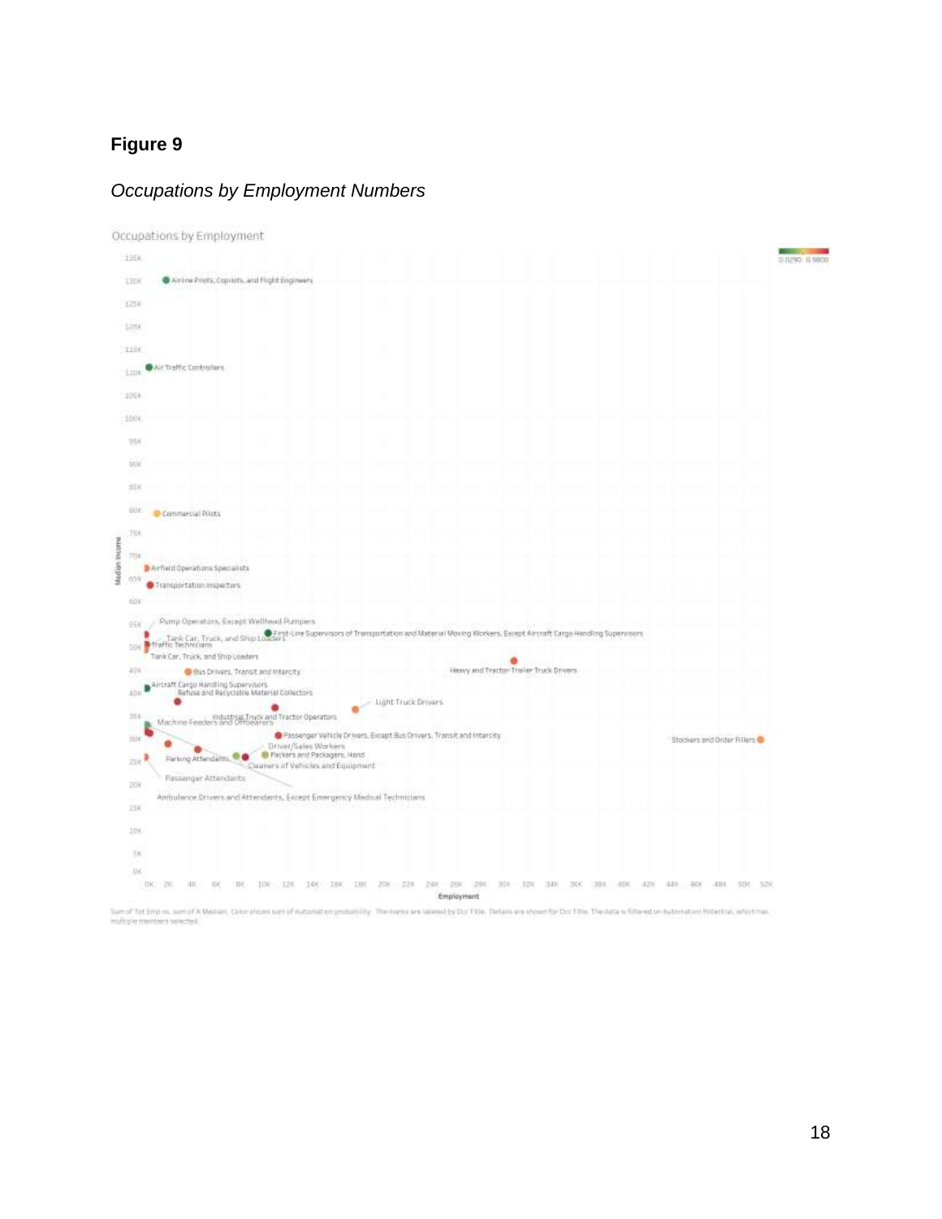**Figure 9**

*Occupations by Employment Numbers*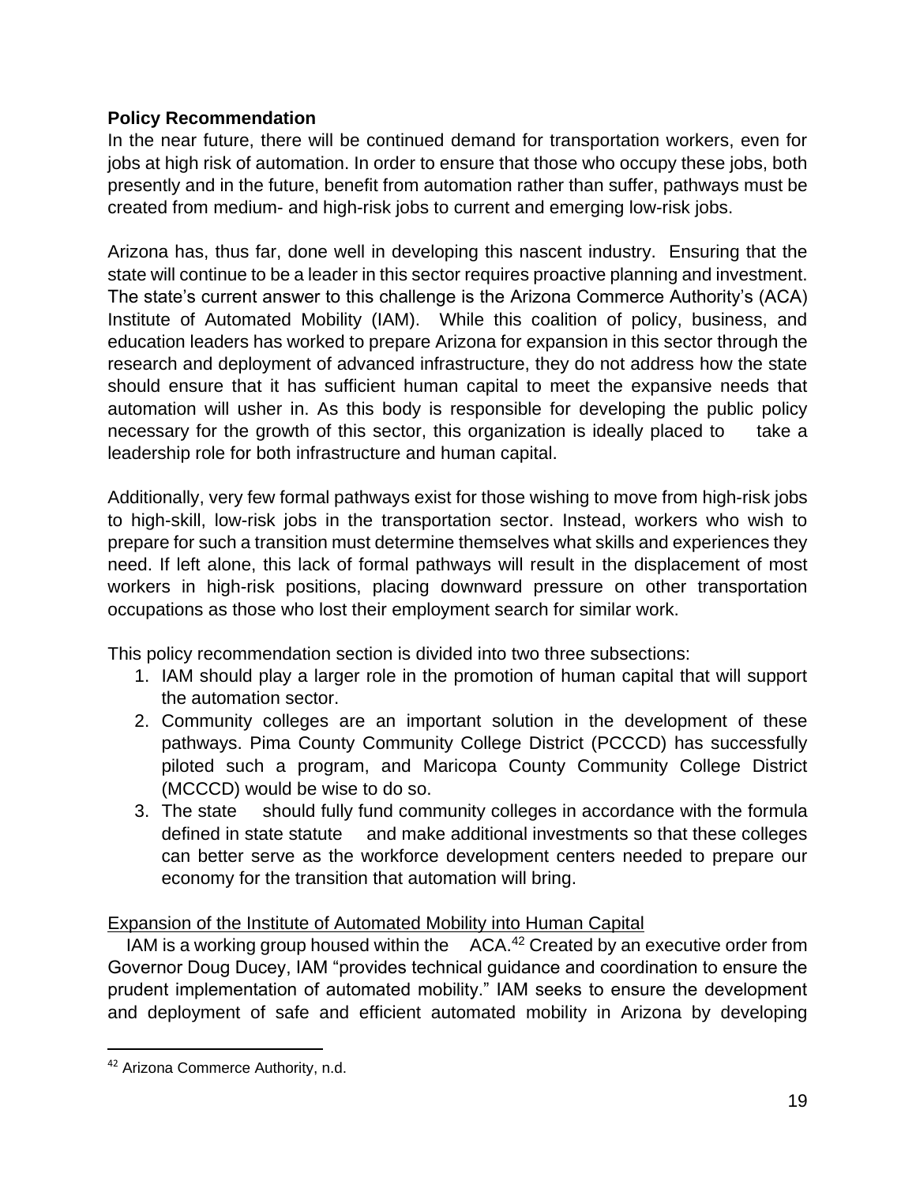**Policy Recommendation**

In the near future, there will be continued demand for transportation workers, even for jobs at high risk of automation. In order to ensure that those who occupy these jobs, both presently and in the future, benefit from automation rather than suffer, pathways must be created from medium- and high-risk jobs to current and emerging low-risk jobs.

Arizona has, thus far, done well in developing this nascent industry. Ensuring that the state will continue to be a leader in this sector requires proactive planning and investment. The state's current answer to this challenge is the Arizona Commerce Authority's (ACA) Institute of Automated Mobility (IAM). While this coalition of policy, business, and education leaders has worked to prepare Arizona for expansion in this sector through the research and deployment of advanced infrastructure, they do not address how the state should ensure that it has sufficient human capital to meet the expansive needs that automation will usher in. As this body is responsible for developing the public policy necessary for the growth of this sector, this organization is ideally placed to take a leadership role for both infrastructure and human capital.

Additionally, very few formal pathways exist for those wishing to move from high-risk jobs to high-skill, low-risk jobs in the transportation sector. Instead, workers who wish to prepare for such a transition must determine themselves what skills and experiences they need. If left alone, this lack of formal pathways will result in the displacement of most workers in high-risk positions, placing downward pressure on other transportation occupations as those who lost their employment search for similar work.

This policy recommendation section is divided into two three subsections:

1. IAM should play a larger role in the promotion of human capital that will support the automation sector.
2. Community colleges are an important solution in the development of these pathways. Pima County Community College District (PCCCD) has successfully piloted such a program, and Maricopa County Community College District (MCCCD) would be wise to do so.
3. The state should fully fund community colleges in accordance with the formula defined in state statute and make additional investments so that these colleges can better serve as the workforce development centers needed to prepare our economy for the transition that automation will bring.

Expansion of the Institute of Automated Mobility into Human Capital

IAM is a working group housed within the ACA.[42] Created by an executive order from Governor Doug Ducey, IAM "provides technical guidance and coordination to ensure the prudent implementation of automated mobility." IAM seeks to ensure the development and deployment of safe and efficient automated mobility in Arizona by developing

[42] Arizona Commerce Authority, n.d.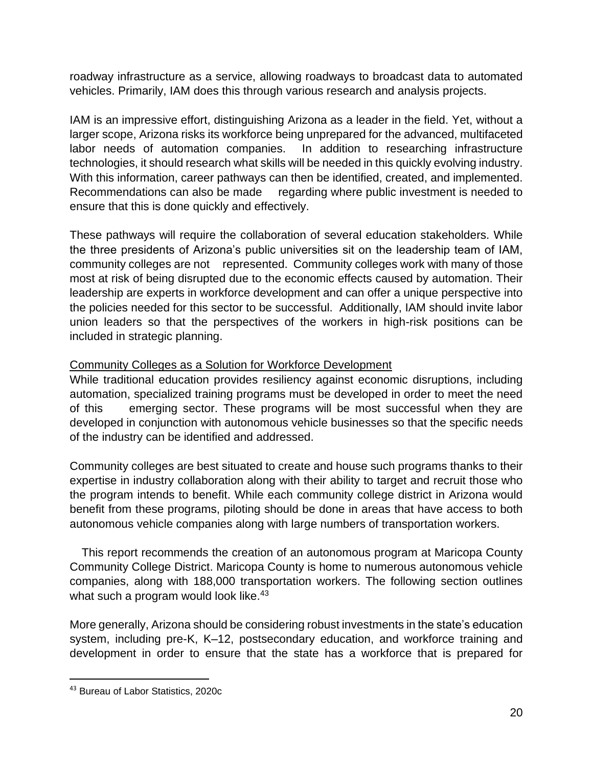roadway infrastructure as a service, allowing roadways to broadcast data to automated vehicles. Primarily, IAM does this through various research and analysis projects.

IAM is an impressive effort, distinguishing Arizona as a leader in the field. Yet, without a larger scope, Arizona risks its workforce being unprepared for the advanced, multifaceted labor needs of automation companies. In addition to researching infrastructure technologies, it should research what skills will be needed in this quickly evolving industry. With this information, career pathways can then be identified, created, and implemented. Recommendations can also be made regarding where public investment is needed to ensure that this is done quickly and effectively.

These pathways will require the collaboration of several education stakeholders. While the three presidents of Arizona's public universities sit on the leadership team of IAM, community colleges are not represented. Community colleges work with many of those most at risk of being disrupted due to the economic effects caused by automation. Their leadership are experts in workforce development and can offer a unique perspective into the policies needed for this sector to be successful. Additionally, IAM should invite labor union leaders so that the perspectives of the workers in high-risk positions can be included in strategic planning.

<u>Community Colleges as a Solution for Workforce Development</u>

While traditional education provides resiliency against economic disruptions, including automation, specialized training programs must be developed in order to meet the need of this emerging sector. These programs will be most successful when they are developed in conjunction with autonomous vehicle businesses so that the specific needs of the industry can be identified and addressed.

Community colleges are best situated to create and house such programs thanks to their expertise in industry collaboration along with their ability to target and recruit those who the program intends to benefit. While each community college district in Arizona would benefit from these programs, piloting should be done in areas that have access to both autonomous vehicle companies along with large numbers of transportation workers.

This report recommends the creation of an autonomous program at Maricopa County Community College District. Maricopa County is home to numerous autonomous vehicle companies, along with 188,000 transportation workers. The following section outlines what such a program would look like.[43]

More generally, Arizona should be considering robust investments in the state's education system, including pre-K, K–12, postsecondary education, and workforce training and development in order to ensure that the state has a workforce that is prepared for

---

[43] Bureau of Labor Statistics, 2020c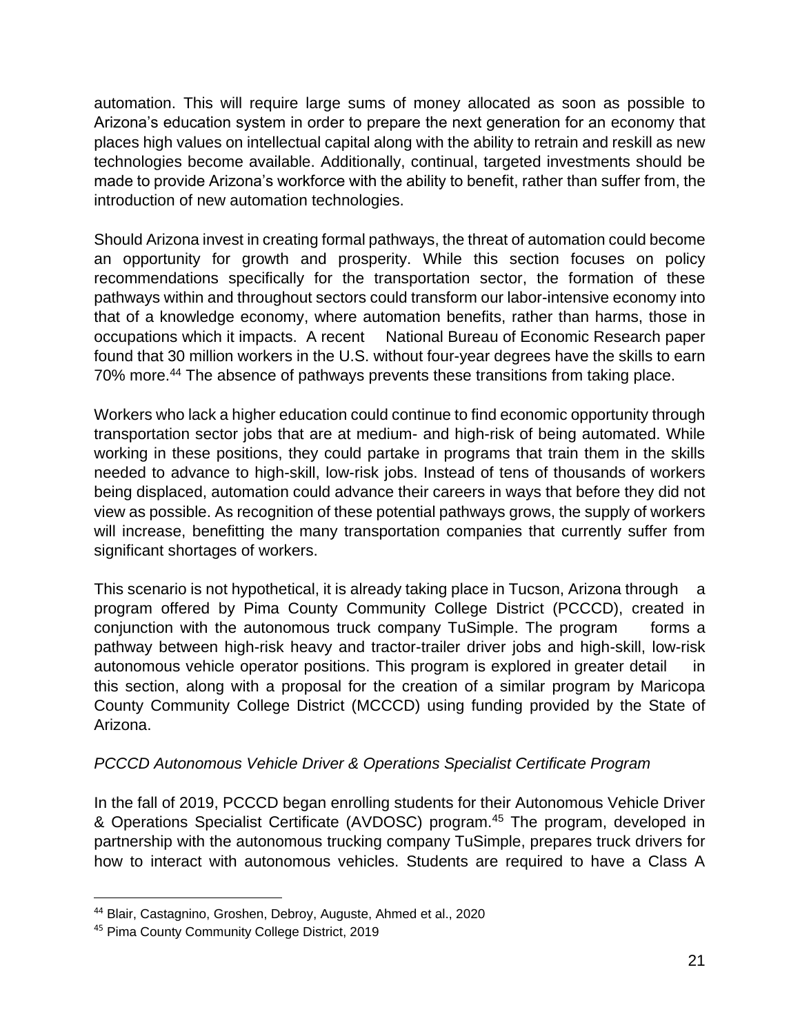automation. This will require large sums of money allocated as soon as possible to Arizona's education system in order to prepare the next generation for an economy that places high values on intellectual capital along with the ability to retrain and reskill as new technologies become available. Additionally, continual, targeted investments should be made to provide Arizona's workforce with the ability to benefit, rather than suffer from, the introduction of new automation technologies.

Should Arizona invest in creating formal pathways, the threat of automation could become an opportunity for growth and prosperity. While this section focuses on policy recommendations specifically for the transportation sector, the formation of these pathways within and throughout sectors could transform our labor-intensive economy into that of a knowledge economy, where automation benefits, rather than harms, those in occupations which it impacts. A recent National Bureau of Economic Research paper found that 30 million workers in the U.S. without four-year degrees have the skills to earn 70% more.[44] The absence of pathways prevents these transitions from taking place.

Workers who lack a higher education could continue to find economic opportunity through transportation sector jobs that are at medium- and high-risk of being automated. While working in these positions, they could partake in programs that train them in the skills needed to advance to high-skill, low-risk jobs. Instead of tens of thousands of workers being displaced, automation could advance their careers in ways that before they did not view as possible. As recognition of these potential pathways grows, the supply of workers will increase, benefitting the many transportation companies that currently suffer from significant shortages of workers.

This scenario is not hypothetical, it is already taking place in Tucson, Arizona through a program offered by Pima County Community College District (PCCCD), created in conjunction with the autonomous truck company TuSimple. The program forms a pathway between high-risk heavy and tractor-trailer driver jobs and high-skill, low-risk autonomous vehicle operator positions. This program is explored in greater detail in this section, along with a proposal for the creation of a similar program by Maricopa County Community College District (MCCCD) using funding provided by the State of Arizona.

*PCCCD Autonomous Vehicle Driver & Operations Specialist Certificate Program*

In the fall of 2019, PCCCD began enrolling students for their Autonomous Vehicle Driver & Operations Specialist Certificate (AVDOSC) program.[45] The program, developed in partnership with the autonomous trucking company TuSimple, prepares truck drivers for how to interact with autonomous vehicles. Students are required to have a Class A

---

[44] Blair, Castagnino, Groshen, Debroy, Auguste, Ahmed et al., 2020

[45] Pima County Community College District, 2019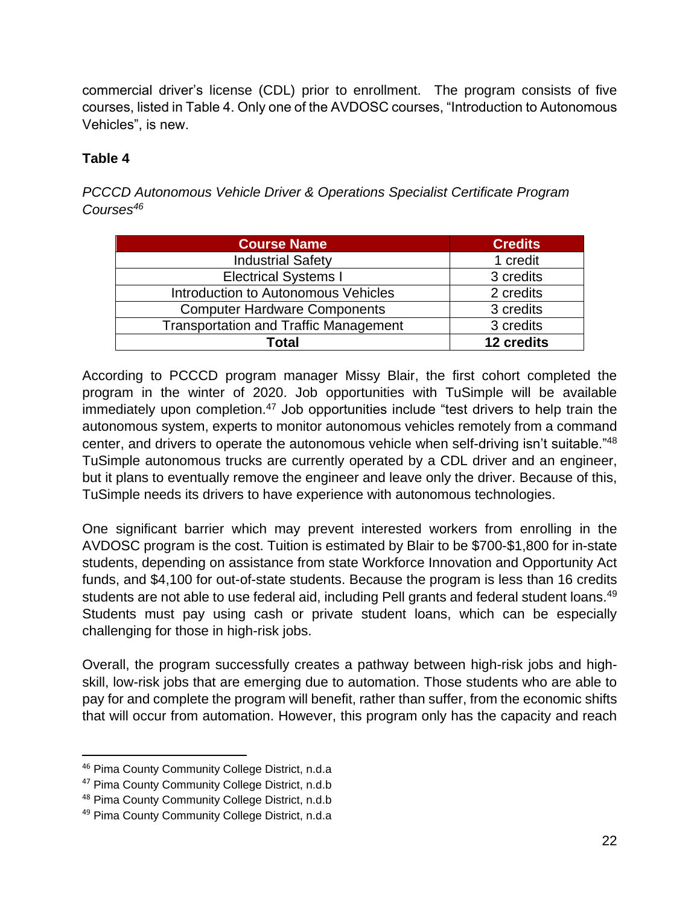commercial driver's license (CDL) prior to enrollment. The program consists of five courses, listed in Table 4. Only one of the AVDOSC courses, "Introduction to Autonomous Vehicles", is new.

**Table 4**

*PCCCD Autonomous Vehicle Driver & Operations Specialist Certificate Program Courses*[46]

| Course Name | Credits |
| --- | --- |
| Industrial Safety | 1 credit |
| Electrical Systems I | 3 credits |
| Introduction to Autonomous Vehicles | 2 credits |
| Computer Hardware Components | 3 credits |
| Transportation and Traffic Management | 3 credits |
| **Total** | **12 credits** |

According to PCCCD program manager Missy Blair, the first cohort completed the program in the winter of 2020. Job opportunities with TuSimple will be available immediately upon completion.[47] Job opportunities include "test drivers to help train the autonomous system, experts to monitor autonomous vehicles remotely from a command center, and drivers to operate the autonomous vehicle when self-driving isn't suitable."[48] TuSimple autonomous trucks are currently operated by a CDL driver and an engineer, but it plans to eventually remove the engineer and leave only the driver. Because of this, TuSimple needs its drivers to have experience with autonomous technologies.

One significant barrier which may prevent interested workers from enrolling in the AVDOSC program is the cost. Tuition is estimated by Blair to be $700-$1,800 for in-state students, depending on assistance from state Workforce Innovation and Opportunity Act funds, and $4,100 for out-of-state students. Because the program is less than 16 credits students are not able to use federal aid, including Pell grants and federal student loans.[49] Students must pay using cash or private student loans, which can be especially challenging for those in high-risk jobs.

Overall, the program successfully creates a pathway between high-risk jobs and high-skill, low-risk jobs that are emerging due to automation. Those students who are able to pay for and complete the program will benefit, rather than suffer, from the economic shifts that will occur from automation. However, this program only has the capacity and reach

---

[46] Pima County Community College District, n.d.a

[47] Pima County Community College District, n.d.b

[48] Pima County Community College District, n.d.b

[49] Pima County Community College District, n.d.a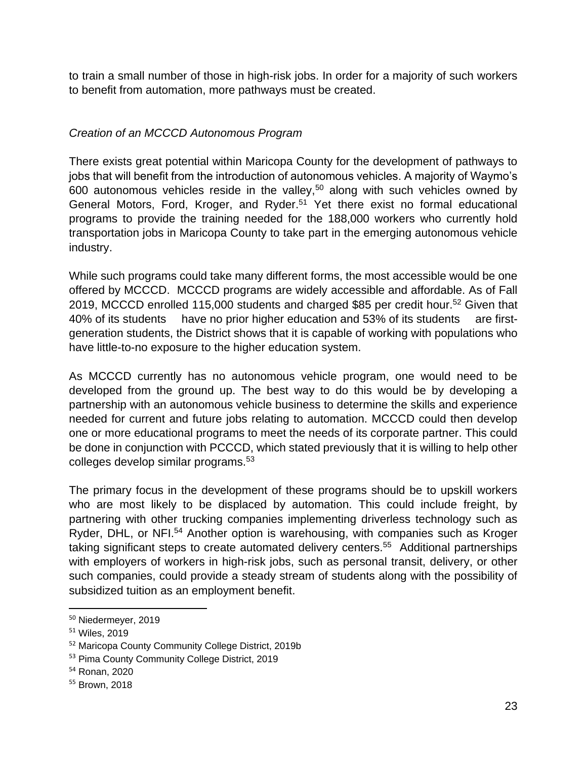to train a small number of those in high-risk jobs. In order for a majority of such workers to benefit from automation, more pathways must be created.

*Creation of an MCCCD Autonomous Program*

There exists great potential within Maricopa County for the development of pathways to jobs that will benefit from the introduction of autonomous vehicles. A majority of Waymo's 600 autonomous vehicles reside in the valley,[50] along with such vehicles owned by General Motors, Ford, Kroger, and Ryder.[51] Yet there exist no formal educational programs to provide the training needed for the 188,000 workers who currently hold transportation jobs in Maricopa County to take part in the emerging autonomous vehicle industry.

While such programs could take many different forms, the most accessible would be one offered by MCCCD. MCCCD programs are widely accessible and affordable. As of Fall 2019, MCCCD enrolled 115,000 students and charged $85 per credit hour.[52] Given that 40% of its students have no prior higher education and 53% of its students are first-generation students, the District shows that it is capable of working with populations who have little-to-no exposure to the higher education system.

As MCCCD currently has no autonomous vehicle program, one would need to be developed from the ground up. The best way to do this would be by developing a partnership with an autonomous vehicle business to determine the skills and experience needed for current and future jobs relating to automation. MCCCD could then develop one or more educational programs to meet the needs of its corporate partner. This could be done in conjunction with PCCCD, which stated previously that it is willing to help other colleges develop similar programs.[53]

The primary focus in the development of these programs should be to upskill workers who are most likely to be displaced by automation. This could include freight, by partnering with other trucking companies implementing driverless technology such as Ryder, DHL, or NFI.[54] Another option is warehousing, with companies such as Kroger taking significant steps to create automated delivery centers.[55] Additional partnerships with employers of workers in high-risk jobs, such as personal transit, delivery, or other such companies, could provide a steady stream of students along with the possibility of subsidized tuition as an employment benefit.

---

[50] Niedermeyer, 2019

[51] Wiles, 2019

[52] Maricopa County Community College District, 2019b

[53] Pima County Community College District, 2019

[54] Ronan, 2020

[55] Brown, 2018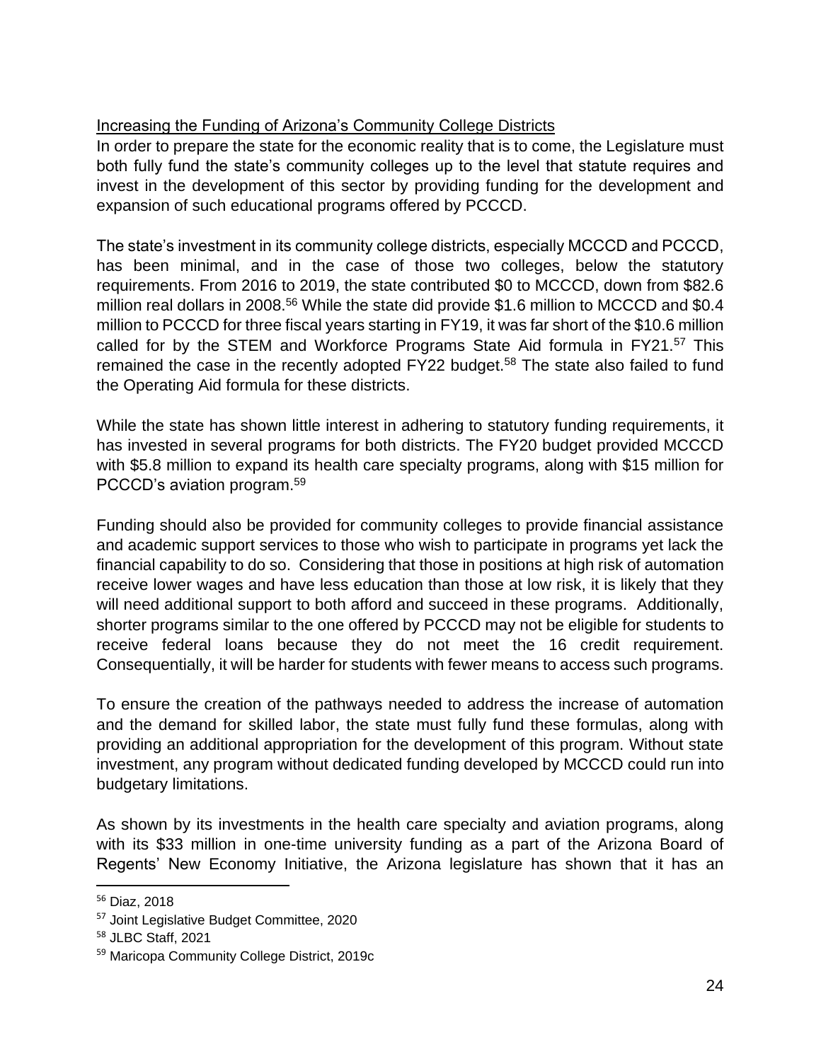Increasing the Funding of Arizona's Community College Districts

In order to prepare the state for the economic reality that is to come, the Legislature must both fully fund the state's community colleges up to the level that statute requires and invest in the development of this sector by providing funding for the development and expansion of such educational programs offered by PCCCD.

The state's investment in its community college districts, especially MCCCD and PCCCD, has been minimal, and in the case of those two colleges, below the statutory requirements. From 2016 to 2019, the state contributed $0 to MCCCD, down from $82.6 million real dollars in 2008.[56] While the state did provide $1.6 million to MCCCD and $0.4 million to PCCCD for three fiscal years starting in FY19, it was far short of the $10.6 million called for by the STEM and Workforce Programs State Aid formula in FY21.[57] This remained the case in the recently adopted FY22 budget.[58] The state also failed to fund the Operating Aid formula for these districts.

While the state has shown little interest in adhering to statutory funding requirements, it has invested in several programs for both districts. The FY20 budget provided MCCCD with $5.8 million to expand its health care specialty programs, along with $15 million for PCCCD's aviation program.[59]

Funding should also be provided for community colleges to provide financial assistance and academic support services to those who wish to participate in programs yet lack the financial capability to do so. Considering that those in positions at high risk of automation receive lower wages and have less education than those at low risk, it is likely that they will need additional support to both afford and succeed in these programs. Additionally, shorter programs similar to the one offered by PCCCD may not be eligible for students to receive federal loans because they do not meet the 16 credit requirement. Consequentially, it will be harder for students with fewer means to access such programs.

To ensure the creation of the pathways needed to address the increase of automation and the demand for skilled labor, the state must fully fund these formulas, along with providing an additional appropriation for the development of this program. Without state investment, any program without dedicated funding developed by MCCCD could run into budgetary limitations.

As shown by its investments in the health care specialty and aviation programs, along with its $33 million in one-time university funding as a part of the Arizona Board of Regents' New Economy Initiative, the Arizona legislature has shown that it has an

[56] Diaz, 2018
[57] Joint Legislative Budget Committee, 2020
[58] JLBC Staff, 2021
[59] Maricopa Community College District, 2019c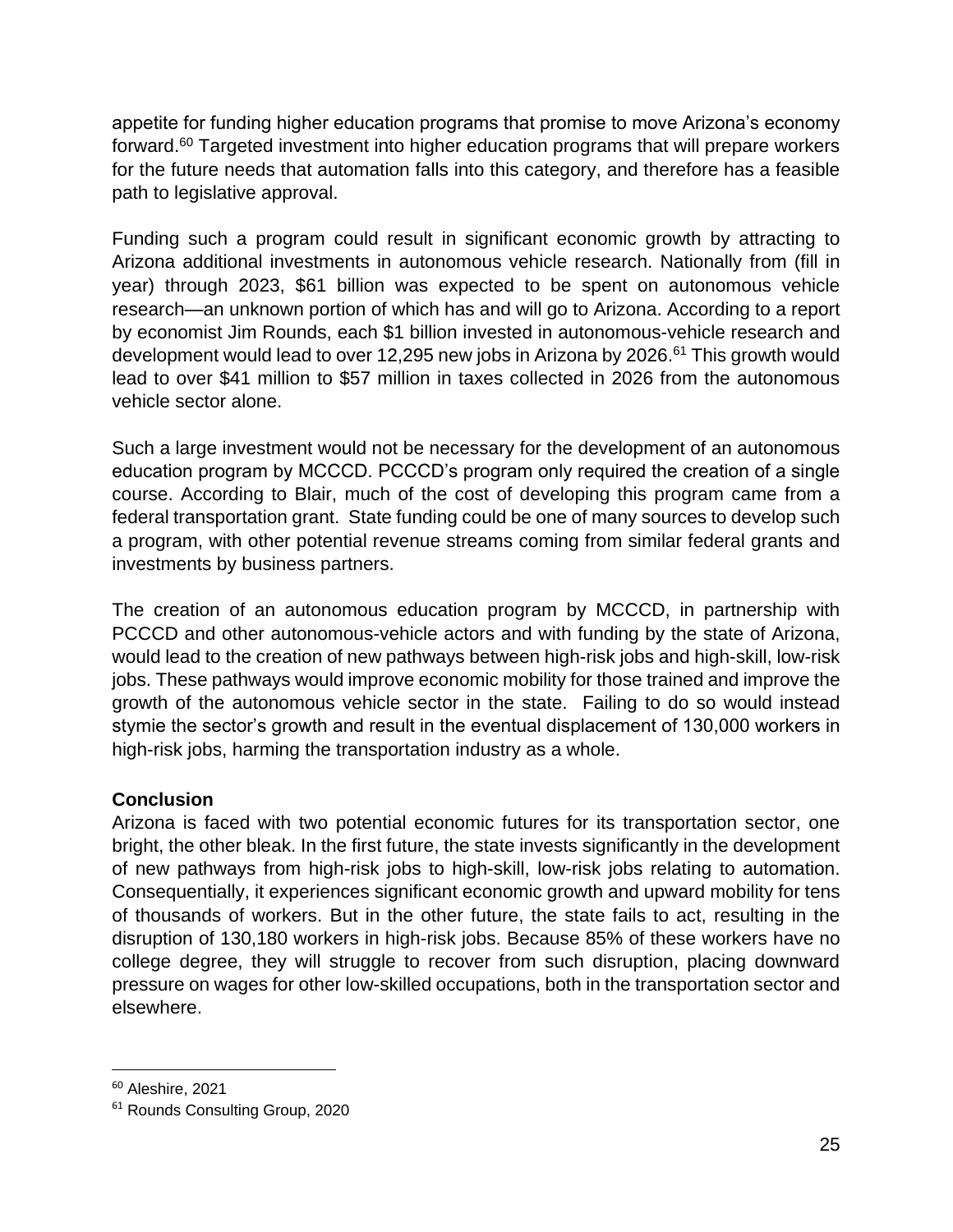appetite for funding higher education programs that promise to move Arizona's economy forward.[60] Targeted investment into higher education programs that will prepare workers for the future needs that automation falls into this category, and therefore has a feasible path to legislative approval.

Funding such a program could result in significant economic growth by attracting to Arizona additional investments in autonomous vehicle research. Nationally from (fill in year) through 2023, $61 billion was expected to be spent on autonomous vehicle research—an unknown portion of which has and will go to Arizona. According to a report by economist Jim Rounds, each $1 billion invested in autonomous-vehicle research and development would lead to over 12,295 new jobs in Arizona by 2026.[61] This growth would lead to over $41 million to $57 million in taxes collected in 2026 from the autonomous vehicle sector alone.

Such a large investment would not be necessary for the development of an autonomous education program by MCCCD. PCCCD's program only required the creation of a single course. According to Blair, much of the cost of developing this program came from a federal transportation grant. State funding could be one of many sources to develop such a program, with other potential revenue streams coming from similar federal grants and investments by business partners.

The creation of an autonomous education program by MCCCD, in partnership with PCCCD and other autonomous-vehicle actors and with funding by the state of Arizona, would lead to the creation of new pathways between high-risk jobs and high-skill, low-risk jobs. These pathways would improve economic mobility for those trained and improve the growth of the autonomous vehicle sector in the state. Failing to do so would instead stymie the sector's growth and result in the eventual displacement of 130,000 workers in high-risk jobs, harming the transportation industry as a whole.

**Conclusion**

Arizona is faced with two potential economic futures for its transportation sector, one bright, the other bleak. In the first future, the state invests significantly in the development of new pathways from high-risk jobs to high-skill, low-risk jobs relating to automation. Consequentially, it experiences significant economic growth and upward mobility for tens of thousands of workers. But in the other future, the state fails to act, resulting in the disruption of 130,180 workers in high-risk jobs. Because 85% of these workers have no college degree, they will struggle to recover from such disruption, placing downward pressure on wages for other low-skilled occupations, both in the transportation sector and elsewhere.

---

[60] Aleshire, 2021

[61] Rounds Consulting Group, 2020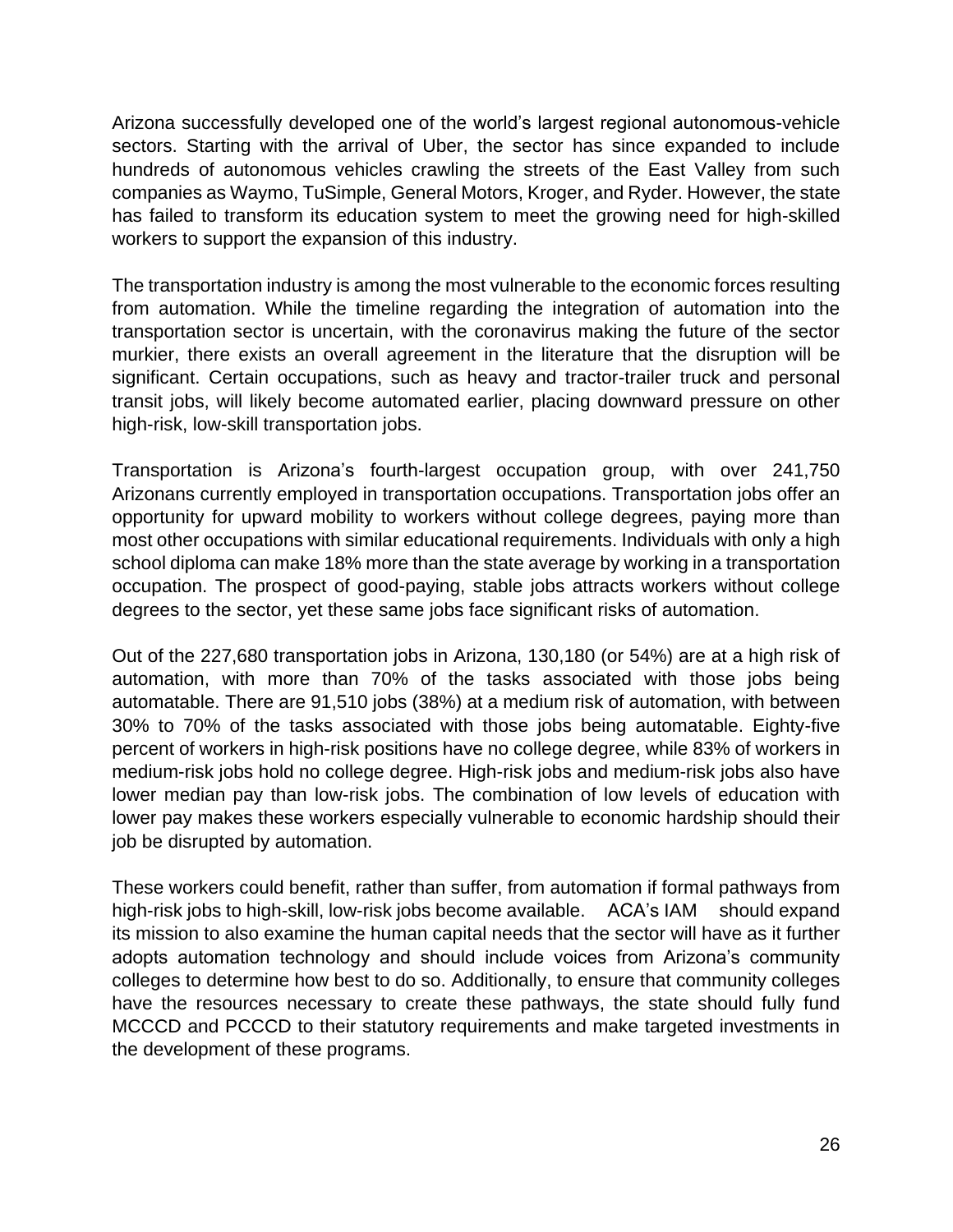Arizona successfully developed one of the world's largest regional autonomous-vehicle sectors. Starting with the arrival of Uber, the sector has since expanded to include hundreds of autonomous vehicles crawling the streets of the East Valley from such companies as Waymo, TuSimple, General Motors, Kroger, and Ryder. However, the state has failed to transform its education system to meet the growing need for high-skilled workers to support the expansion of this industry.

The transportation industry is among the most vulnerable to the economic forces resulting from automation. While the timeline regarding the integration of automation into the transportation sector is uncertain, with the coronavirus making the future of the sector murkier, there exists an overall agreement in the literature that the disruption will be significant. Certain occupations, such as heavy and tractor-trailer truck and personal transit jobs, will likely become automated earlier, placing downward pressure on other high-risk, low-skill transportation jobs.

Transportation is Arizona's fourth-largest occupation group, with over 241,750 Arizonans currently employed in transportation occupations. Transportation jobs offer an opportunity for upward mobility to workers without college degrees, paying more than most other occupations with similar educational requirements. Individuals with only a high school diploma can make 18% more than the state average by working in a transportation occupation. The prospect of good-paying, stable jobs attracts workers without college degrees to the sector, yet these same jobs face significant risks of automation.

Out of the 227,680 transportation jobs in Arizona, 130,180 (or 54%) are at a high risk of automation, with more than 70% of the tasks associated with those jobs being automatable. There are 91,510 jobs (38%) at a medium risk of automation, with between 30% to 70% of the tasks associated with those jobs being automatable. Eighty-five percent of workers in high-risk positions have no college degree, while 83% of workers in medium-risk jobs hold no college degree. High-risk jobs and medium-risk jobs also have lower median pay than low-risk jobs. The combination of low levels of education with lower pay makes these workers especially vulnerable to economic hardship should their job be disrupted by automation.

These workers could benefit, rather than suffer, from automation if formal pathways from high-risk jobs to high-skill, low-risk jobs become available. ACA's IAM should expand its mission to also examine the human capital needs that the sector will have as it further adopts automation technology and should include voices from Arizona's community colleges to determine how best to do so. Additionally, to ensure that community colleges have the resources necessary to create these pathways, the state should fully fund MCCCD and PCCCD to their statutory requirements and make targeted investments in the development of these programs.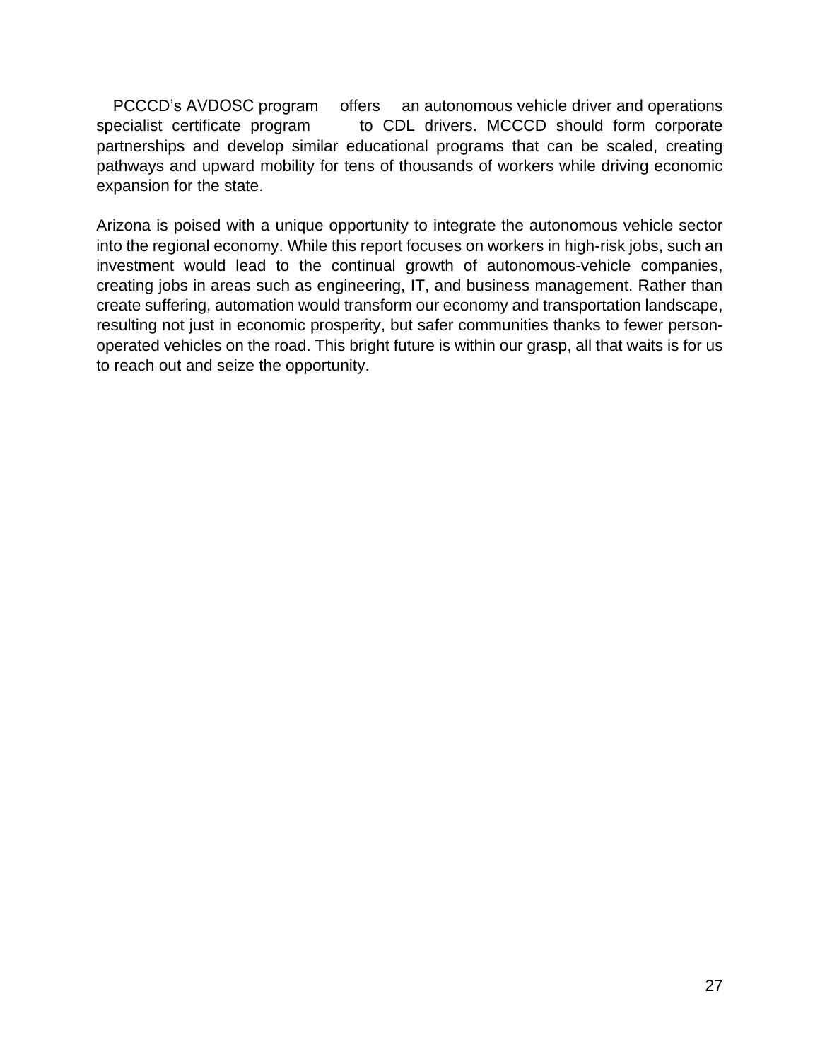PCCCD’s AVDOSC program offers an autonomous vehicle driver and operations specialist certificate program to CDL drivers. MCCCD should form corporate partnerships and develop similar educational programs that can be scaled, creating pathways and upward mobility for tens of thousands of workers while driving economic expansion for the state.

Arizona is poised with a unique opportunity to integrate the autonomous vehicle sector into the regional economy. While this report focuses on workers in high-risk jobs, such an investment would lead to the continual growth of autonomous-vehicle companies, creating jobs in areas such as engineering, IT, and business management. Rather than create suffering, automation would transform our economy and transportation landscape, resulting not just in economic prosperity, but safer communities thanks to fewer person-operated vehicles on the road. This bright future is within our grasp, all that waits is for us to reach out and seize the opportunity.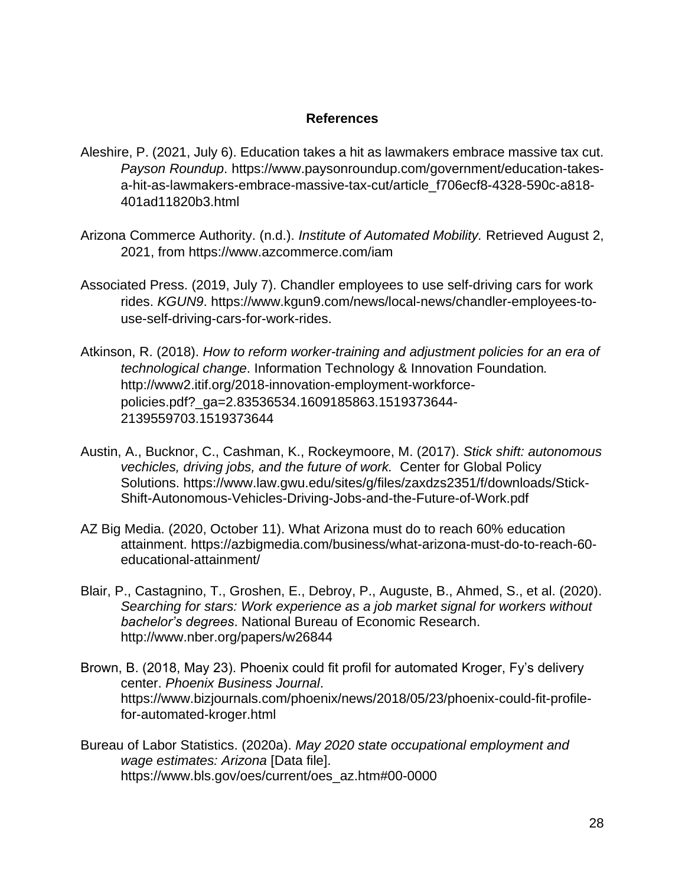## References

Aleshire, P. (2021, July 6). Education takes a hit as lawmakers embrace massive tax cut. *Payson Roundup*. https://www.paysonroundup.com/government/education-takes-a-hit-as-lawmakers-embrace-massive-tax-cut/article_f706ecf8-4328-590c-a818-401ad11820b3.html

Arizona Commerce Authority. (n.d.). *Institute of Automated Mobility.* Retrieved August 2, 2021, from https://www.azcommerce.com/iam

Associated Press. (2019, July 7). Chandler employees to use self-driving cars for work rides. *KGUN9*. https://www.kgun9.com/news/local-news/chandler-employees-to-use-self-driving-cars-for-work-rides.

Atkinson, R. (2018). *How to reform worker-training and adjustment policies for an era of technological change*. Information Technology & Innovation Foundation*.* http://www2.itif.org/2018-innovation-employment-workforce-policies.pdf?_ga=2.83536534.1609185863.1519373644-2139559703.1519373644

Austin, A., Bucknor, C., Cashman, K., Rockeymoore, M. (2017). *Stick shift: autonomous vechicles, driving jobs, and the future of work.* Center for Global Policy Solutions. https://www.law.gwu.edu/sites/g/files/zaxdzs2351/f/downloads/Stick-Shift-Autonomous-Vehicles-Driving-Jobs-and-the-Future-of-Work.pdf

AZ Big Media. (2020, October 11). What Arizona must do to reach 60% education attainment. https://azbigmedia.com/business/what-arizona-must-do-to-reach-60-educational-attainment/

Blair, P., Castagnino, T., Groshen, E., Debroy, P., Auguste, B., Ahmed, S., et al. (2020). *Searching for stars: Work experience as a job market signal for workers without bachelor's degrees*. National Bureau of Economic Research. http://www.nber.org/papers/w26844

Brown, B. (2018, May 23). Phoenix could fit profil for automated Kroger, Fy's delivery center. *Phoenix Business Journal*. https://www.bizjournals.com/phoenix/news/2018/05/23/phoenix-could-fit-profile-for-automated-kroger.html

Bureau of Labor Statistics. (2020a). *May 2020 state occupational employment and wage estimates: Arizona* [Data file]. https://www.bls.gov/oes/current/oes_az.htm#00-0000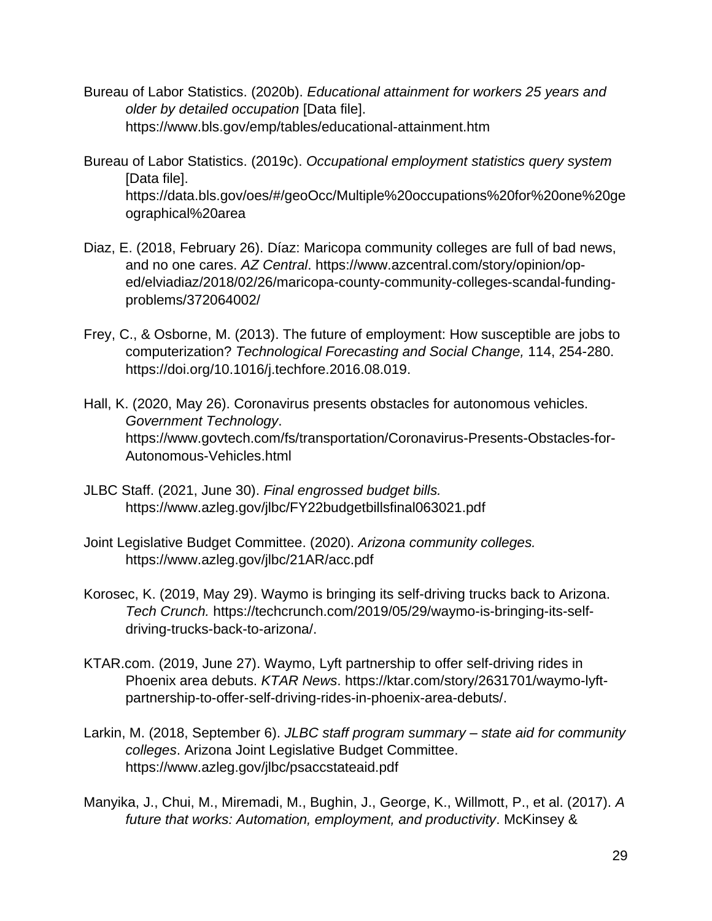Bureau of Labor Statistics. (2020b). *Educational attainment for workers 25 years and older by detailed occupation* [Data file]. https://www.bls.gov/emp/tables/educational-attainment.htm

Bureau of Labor Statistics. (2019c). *Occupational employment statistics query system* [Data file]. https://data.bls.gov/oes/#/geoOcc/Multiple%20occupations%20for%20one%20geographical%20area

Diaz, E. (2018, February 26). Díaz: Maricopa community colleges are full of bad news, and no one cares. *AZ Central*. https://www.azcentral.com/story/opinion/op-ed/elviadiaz/2018/02/26/maricopa-county-community-colleges-scandal-funding-problems/372064002/

Frey, C., & Osborne, M. (2013). The future of employment: How susceptible are jobs to computerization? *Technological Forecasting and Social Change,* 114, 254-280. https://doi.org/10.1016/j.techfore.2016.08.019.

Hall, K. (2020, May 26). Coronavirus presents obstacles for autonomous vehicles. *Government Technology*. https://www.govtech.com/fs/transportation/Coronavirus-Presents-Obstacles-for-Autonomous-Vehicles.html

JLBC Staff. (2021, June 30). *Final engrossed budget bills.* https://www.azleg.gov/jlbc/FY22budgetbillsfinal063021.pdf

Joint Legislative Budget Committee. (2020). *Arizona community colleges.* https://www.azleg.gov/jlbc/21AR/acc.pdf

Korosec, K. (2019, May 29). Waymo is bringing its self-driving trucks back to Arizona. *Tech Crunch.* https://techcrunch.com/2019/05/29/waymo-is-bringing-its-self-driving-trucks-back-to-arizona/.

KTAR.com. (2019, June 27). Waymo, Lyft partnership to offer self-driving rides in Phoenix area debuts. *KTAR News*. https://ktar.com/story/2631701/waymo-lyft-partnership-to-offer-self-driving-rides-in-phoenix-area-debuts/.

Larkin, M. (2018, September 6). *JLBC staff program summary – state aid for community colleges*. Arizona Joint Legislative Budget Committee. https://www.azleg.gov/jlbc/psaccstateaid.pdf

Manyika, J., Chui, M., Miremadi, M., Bughin, J., George, K., Willmott, P., et al. (2017). *A future that works: Automation, employment, and productivity*. McKinsey &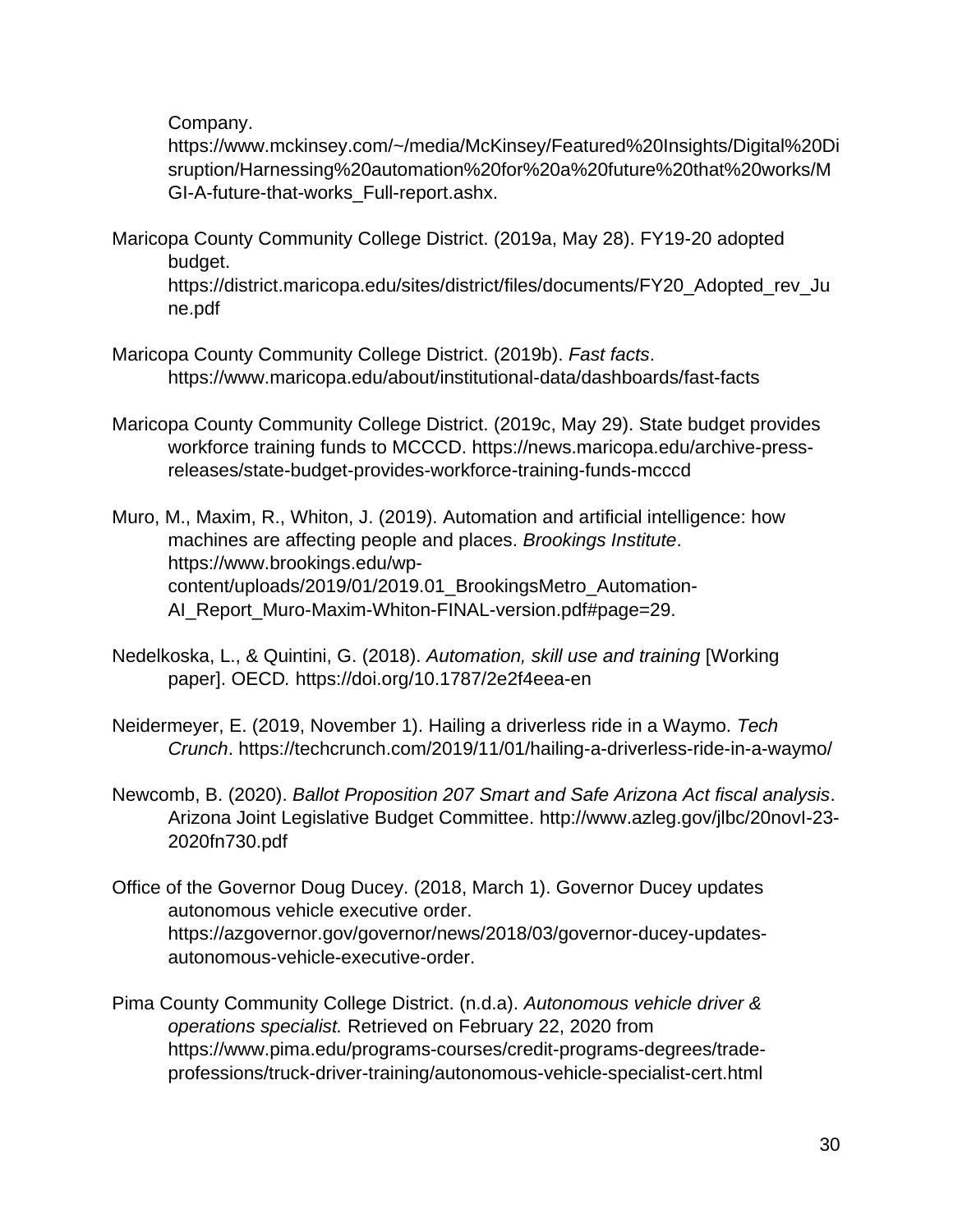Company. https://www.mckinsey.com/~/media/McKinsey/Featured%20Insights/Digital%20Disruption/Harnessing%20automation%20for%20a%20future%20that%20works/MGI-A-future-that-works_Full-report.ashx.

Maricopa County Community College District. (2019a, May 28). FY19-20 adopted budget. https://district.maricopa.edu/sites/district/files/documents/FY20_Adopted_rev_June.pdf

Maricopa County Community College District. (2019b). *Fast facts*. https://www.maricopa.edu/about/institutional-data/dashboards/fast-facts

Maricopa County Community College District. (2019c, May 29). State budget provides workforce training funds to MCCCD. https://news.maricopa.edu/archive-press-releases/state-budget-provides-workforce-training-funds-mcccd

Muro, M., Maxim, R., Whiton, J. (2019). Automation and artificial intelligence: how machines are affecting people and places. *Brookings Institute*. https://www.brookings.edu/wp-content/uploads/2019/01/2019.01_BrookingsMetro_Automation-AI_Report_Muro-Maxim-Whiton-FINAL-version.pdf#page=29.

Nedelkoska, L., & Quintini, G. (2018). *Automation, skill use and training* [Working paper]. OECD*.* https://doi.org/10.1787/2e2f4eea-en

Neidermeyer, E. (2019, November 1). Hailing a driverless ride in a Waymo. *Tech Crunch*. https://techcrunch.com/2019/11/01/hailing-a-driverless-ride-in-a-waymo/

Newcomb, B. (2020). *Ballot Proposition 207 Smart and Safe Arizona Act fiscal analysis*. Arizona Joint Legislative Budget Committee. http://www.azleg.gov/jlbc/20novI-23-2020fn730.pdf

Office of the Governor Doug Ducey. (2018, March 1). Governor Ducey updates autonomous vehicle executive order. https://azgovernor.gov/governor/news/2018/03/governor-ducey-updates-autonomous-vehicle-executive-order.

Pima County Community College District. (n.d.a). *Autonomous vehicle driver & operations specialist.* Retrieved on February 22, 2020 from https://www.pima.edu/programs-courses/credit-programs-degrees/trade-professions/truck-driver-training/autonomous-vehicle-specialist-cert.html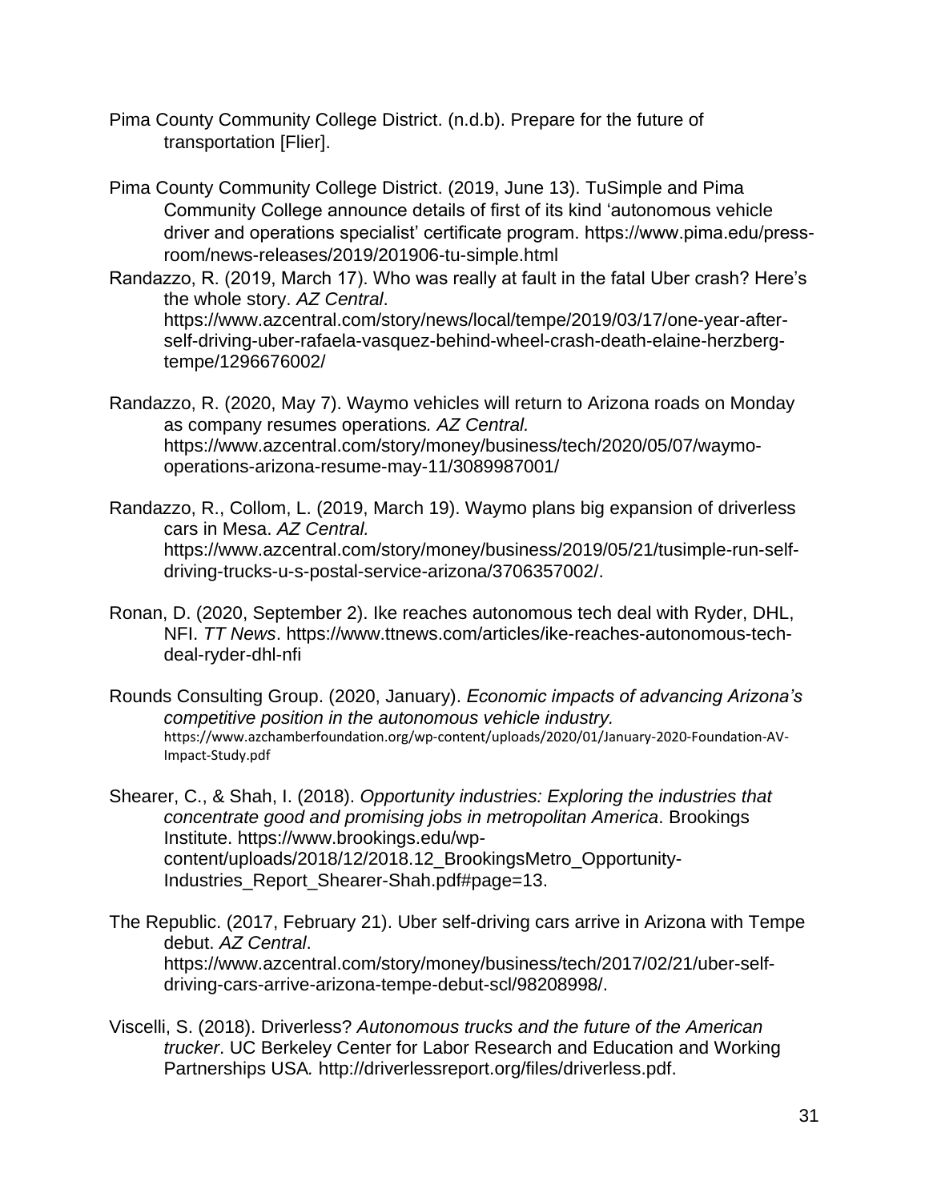Pima County Community College District. (n.d.b). Prepare for the future of transportation [Flier].

Pima County Community College District. (2019, June 13). TuSimple and Pima Community College announce details of first of its kind 'autonomous vehicle driver and operations specialist' certificate program. https://www.pima.edu/press-room/news-releases/2019/201906-tu-simple.html

Randazzo, R. (2019, March 17). Who was really at fault in the fatal Uber crash? Here's the whole story. *AZ Central*. https://www.azcentral.com/story/news/local/tempe/2019/03/17/one-year-after-self-driving-uber-rafaela-vasquez-behind-wheel-crash-death-elaine-herzberg-tempe/1296676002/

Randazzo, R. (2020, May 7). Waymo vehicles will return to Arizona roads on Monday as company resumes operations*. AZ Central.* https://www.azcentral.com/story/money/business/tech/2020/05/07/waymo-operations-arizona-resume-may-11/3089987001/

Randazzo, R., Collom, L. (2019, March 19). Waymo plans big expansion of driverless cars in Mesa. *AZ Central.* https://www.azcentral.com/story/money/business/2019/05/21/tusimple-run-self-driving-trucks-u-s-postal-service-arizona/3706357002/.

Ronan, D. (2020, September 2). Ike reaches autonomous tech deal with Ryder, DHL, NFI. *TT News*. https://www.ttnews.com/articles/ike-reaches-autonomous-tech-deal-ryder-dhl-nfi

Rounds Consulting Group. (2020, January). *Economic impacts of advancing Arizona's competitive position in the autonomous vehicle industry.* https://www.azchamberfoundation.org/wp-content/uploads/2020/01/January-2020-Foundation-AV-Impact-Study.pdf

Shearer, C., & Shah, I. (2018). *Opportunity industries: Exploring the industries that concentrate good and promising jobs in metropolitan America*. Brookings Institute. https://www.brookings.edu/wp-content/uploads/2018/12/2018.12_BrookingsMetro_Opportunity-Industries_Report_Shearer-Shah.pdf#page=13.

The Republic. (2017, February 21). Uber self-driving cars arrive in Arizona with Tempe debut. *AZ Central*. https://www.azcentral.com/story/money/business/tech/2017/02/21/uber-self-driving-cars-arrive-arizona-tempe-debut-scl/98208998/.

Viscelli, S. (2018). Driverless? *Autonomous trucks and the future of the American trucker*. UC Berkeley Center for Labor Research and Education and Working Partnerships USA*.* http://driverlessreport.org/files/driverless.pdf.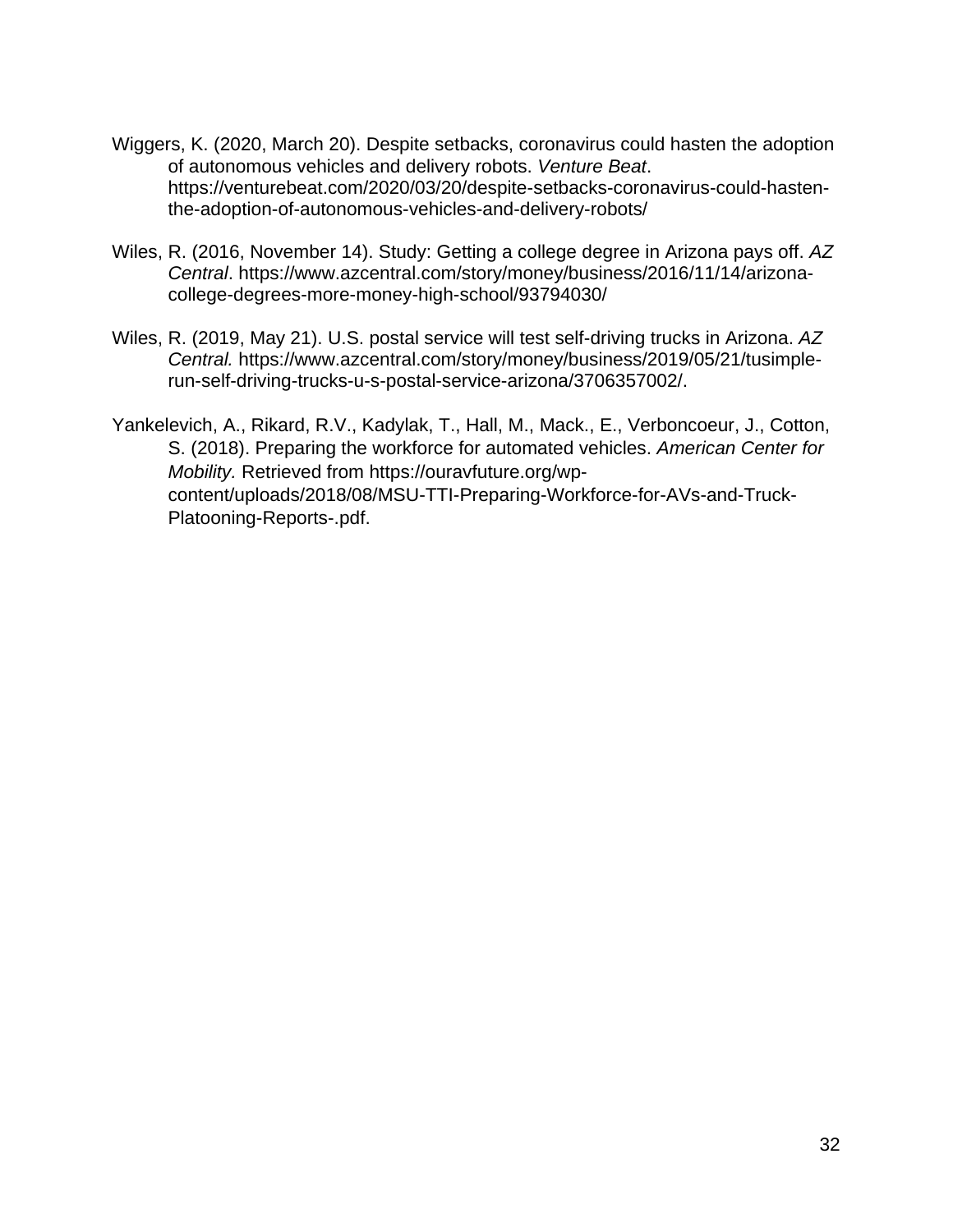Wiggers, K. (2020, March 20). Despite setbacks, coronavirus could hasten the adoption of autonomous vehicles and delivery robots. *Venture Beat*. https://venturebeat.com/2020/03/20/despite-setbacks-coronavirus-could-hasten-the-adoption-of-autonomous-vehicles-and-delivery-robots/

Wiles, R. (2016, November 14). Study: Getting a college degree in Arizona pays off. *AZ Central*. https://www.azcentral.com/story/money/business/2016/11/14/arizona-college-degrees-more-money-high-school/93794030/

Wiles, R. (2019, May 21). U.S. postal service will test self-driving trucks in Arizona. *AZ Central.* https://www.azcentral.com/story/money/business/2019/05/21/tusimple-run-self-driving-trucks-u-s-postal-service-arizona/3706357002/.

Yankelevich, A., Rikard, R.V., Kadylak, T., Hall, M., Mack., E., Verboncoeur, J., Cotton, S. (2018). Preparing the workforce for automated vehicles. *American Center for Mobility.* Retrieved from https://ouravfuture.org/wp-content/uploads/2018/08/MSU-TTI-Preparing-Workforce-for-AVs-and-Truck-Platooning-Reports-.pdf.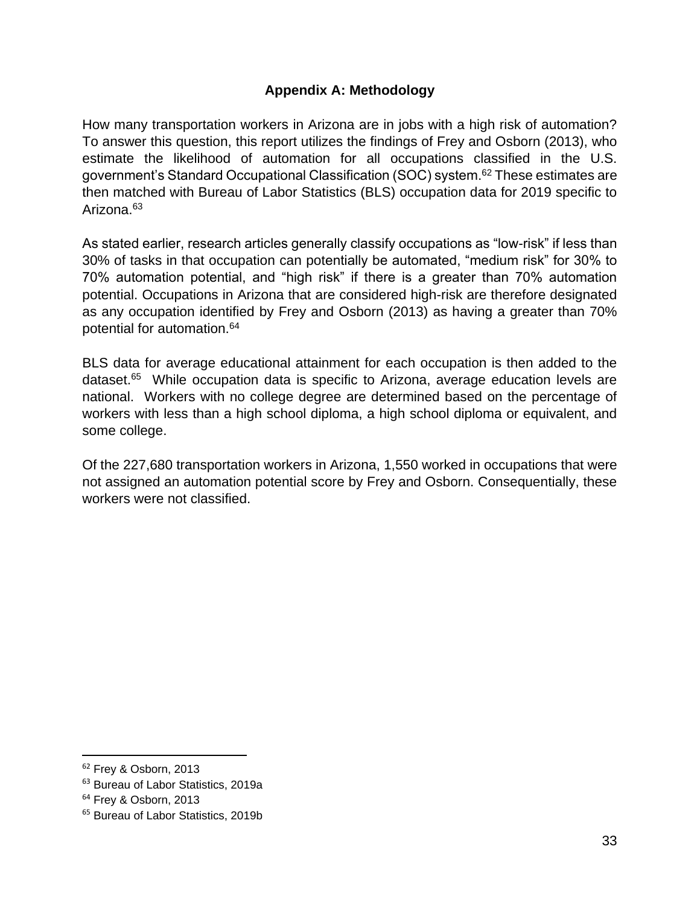## Appendix A: Methodology

How many transportation workers in Arizona are in jobs with a high risk of automation? To answer this question, this report utilizes the findings of Frey and Osborn (2013), who estimate the likelihood of automation for all occupations classified in the U.S. government's Standard Occupational Classification (SOC) system.[62] These estimates are then matched with Bureau of Labor Statistics (BLS) occupation data for 2019 specific to Arizona.[63]

As stated earlier, research articles generally classify occupations as "low-risk" if less than 30% of tasks in that occupation can potentially be automated, "medium risk" for 30% to 70% automation potential, and "high risk" if there is a greater than 70% automation potential. Occupations in Arizona that are considered high-risk are therefore designated as any occupation identified by Frey and Osborn (2013) as having a greater than 70% potential for automation.[64]

BLS data for average educational attainment for each occupation is then added to the dataset.[65] While occupation data is specific to Arizona, average education levels are national. Workers with no college degree are determined based on the percentage of workers with less than a high school diploma, a high school diploma or equivalent, and some college.

Of the 227,680 transportation workers in Arizona, 1,550 worked in occupations that were not assigned an automation potential score by Frey and Osborn. Consequentially, these workers were not classified.

---

[62] Frey & Osborn, 2013

[63] Bureau of Labor Statistics, 2019a

[64] Frey & Osborn, 2013

[65] Bureau of Labor Statistics, 2019b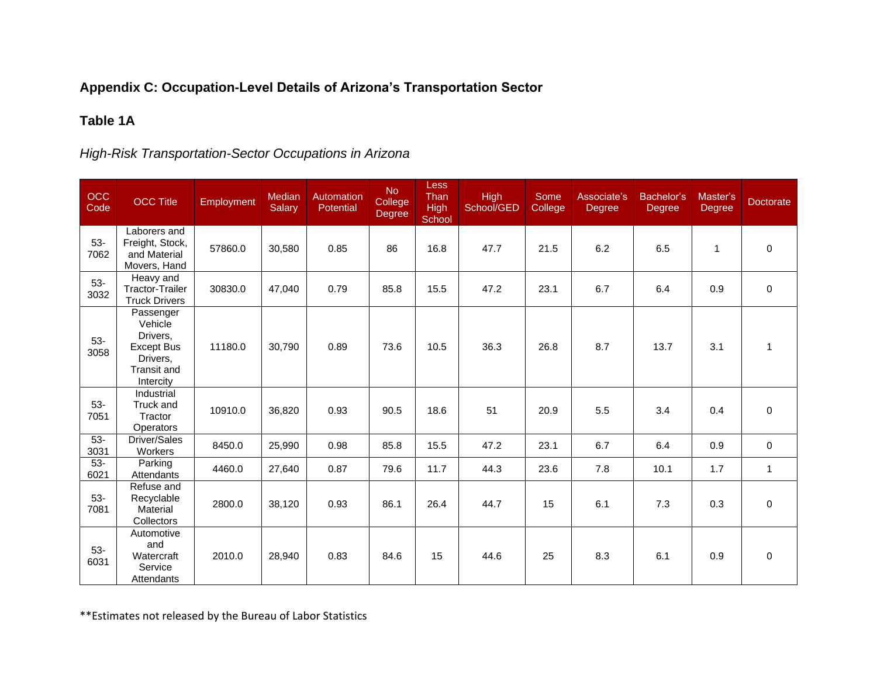## Appendix C: Occupation-Level Details of Arizona's Transportation Sector

### Table 1A

*High-Risk Transportation-Sector Occupations in Arizona*

| OCC Code | OCC Title | Employment | Median Salary | Automation Potential | No College Degree | Less Than High School | High School/GED | Some College | Associate's Degree | Bachelor's Degree | Master's Degree | Doctorate |
|---|---|---|---|---|---|---|---|---|---|---|---|---|
| 53-7062 | Laborers and Freight, Stock, and Material Movers, Hand | 57860.0 | 30,580 | 0.85 | 86 | 16.8 | 47.7 | 21.5 | 6.2 | 6.5 | 1 | 0 |
| 53-3032 | Heavy and Tractor-Trailer Truck Drivers | 30830.0 | 47,040 | 0.79 | 85.8 | 15.5 | 47.2 | 23.1 | 6.7 | 6.4 | 0.9 | 0 |
| 53-3058 | Passenger Vehicle Drivers, Except Bus Drivers, Transit and Intercity | 11180.0 | 30,790 | 0.89 | 73.6 | 10.5 | 36.3 | 26.8 | 8.7 | 13.7 | 3.1 | 1 |
| 53-7051 | Industrial Truck and Tractor Operators | 10910.0 | 36,820 | 0.93 | 90.5 | 18.6 | 51 | 20.9 | 5.5 | 3.4 | 0.4 | 0 |
| 53-3031 | Driver/Sales Workers | 8450.0 | 25,990 | 0.98 | 85.8 | 15.5 | 47.2 | 23.1 | 6.7 | 6.4 | 0.9 | 0 |
| 53-6021 | Parking Attendants | 4460.0 | 27,640 | 0.87 | 79.6 | 11.7 | 44.3 | 23.6 | 7.8 | 10.1 | 1.7 | 1 |
| 53-7081 | Refuse and Recyclable Material Collectors | 2800.0 | 38,120 | 0.93 | 86.1 | 26.4 | 44.7 | 15 | 6.1 | 7.3 | 0.3 | 0 |
| 53-6031 | Automotive and Watercraft Service Attendants | 2010.0 | 28,940 | 0.83 | 84.6 | 15 | 44.6 | 25 | 8.3 | 6.1 | 0.9 | 0 |

**Estimates not released by the Bureau of Labor Statistics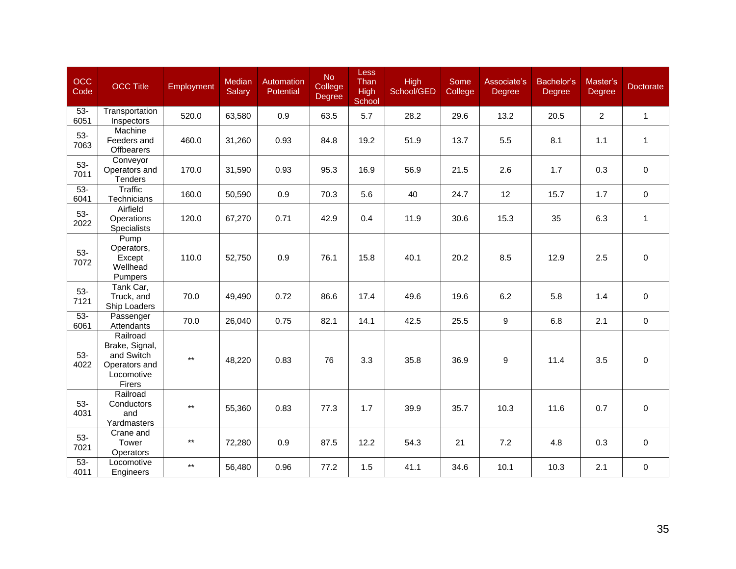| OCC Code | OCC Title | Employment | Median Salary | Automation Potential | No College Degree | Less Than High School | High School/GED | Some College | Associate's Degree | Bachelor's Degree | Master's Degree | Doctorate |
|---|---|---|---|---|---|---|---|---|---|---|---|---|
| 53-6051 | Transportation Inspectors | 520.0 | 63,580 | 0.9 | 63.5 | 5.7 | 28.2 | 29.6 | 13.2 | 20.5 | 2 | 1 |
| 53-7063 | Machine Feeders and Offbearers | 460.0 | 31,260 | 0.93 | 84.8 | 19.2 | 51.9 | 13.7 | 5.5 | 8.1 | 1.1 | 1 |
| 53-7011 | Conveyor Operators and Tenders | 170.0 | 31,590 | 0.93 | 95.3 | 16.9 | 56.9 | 21.5 | 2.6 | 1.7 | 0.3 | 0 |
| 53-6041 | Traffic Technicians | 160.0 | 50,590 | 0.9 | 70.3 | 5.6 | 40 | 24.7 | 12 | 15.7 | 1.7 | 0 |
| 53-2022 | Airfield Operations Specialists | 120.0 | 67,270 | 0.71 | 42.9 | 0.4 | 11.9 | 30.6 | 15.3 | 35 | 6.3 | 1 |
| 53-7072 | Pump Operators, Except Wellhead Pumpers | 110.0 | 52,750 | 0.9 | 76.1 | 15.8 | 40.1 | 20.2 | 8.5 | 12.9 | 2.5 | 0 |
| 53-7121 | Tank Car, Truck, and Ship Loaders | 70.0 | 49,490 | 0.72 | 86.6 | 17.4 | 49.6 | 19.6 | 6.2 | 5.8 | 1.4 | 0 |
| 53-6061 | Passenger Attendants | 70.0 | 26,040 | 0.75 | 82.1 | 14.1 | 42.5 | 25.5 | 9 | 6.8 | 2.1 | 0 |
| 53-4022 | Railroad Brake, Signal, and Switch Operators and Locomotive Firers | ** | 48,220 | 0.83 | 76 | 3.3 | 35.8 | 36.9 | 9 | 11.4 | 3.5 | 0 |
| 53-4031 | Railroad Conductors and Yardmasters | ** | 55,360 | 0.83 | 77.3 | 1.7 | 39.9 | 35.7 | 10.3 | 11.6 | 0.7 | 0 |
| 53-7021 | Crane and Tower Operators | ** | 72,280 | 0.9 | 87.5 | 12.2 | 54.3 | 21 | 7.2 | 4.8 | 0.3 | 0 |
| 53-4011 | Locomotive Engineers | ** | 56,480 | 0.96 | 77.2 | 1.5 | 41.1 | 34.6 | 10.1 | 10.3 | 2.1 | 0 |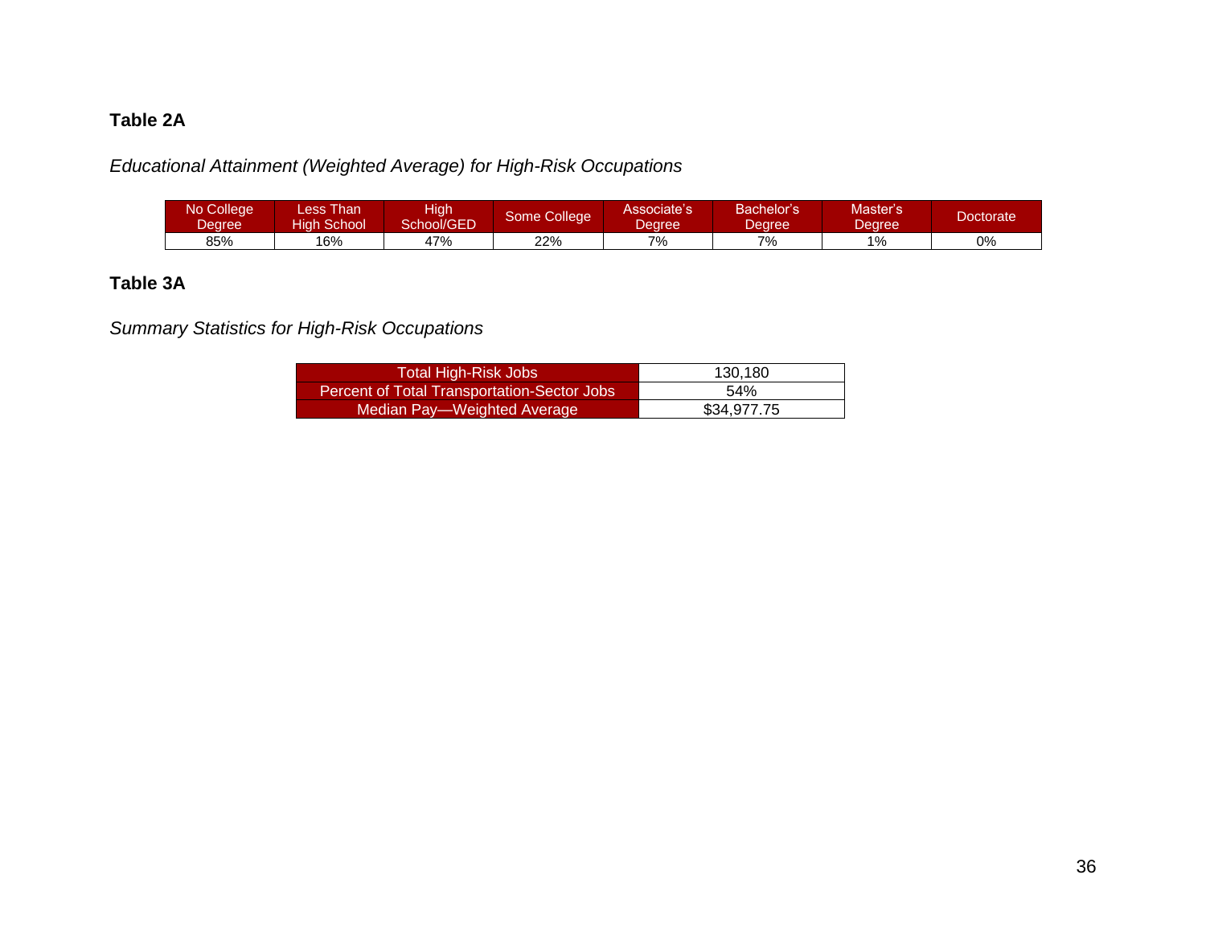**Table 2A**

*Educational Attainment (Weighted Average) for High-Risk Occupations*

| No College Degree | Less Than High School | High School/GED | Some College | Associate's Degree | Bachelor's Degree | Master's Degree | Doctorate |
|---|---|---|---|---|---|---|---|
| 85% | 16% | 47% | 22% | 7% | 7% | 1% | 0% |

**Table 3A**

*Summary Statistics for High-Risk Occupations*

| | |
|---|---|
| Total High-Risk Jobs | 130,180 |
| Percent of Total Transportation-Sector Jobs | 54% |
| Median Pay—Weighted Average | $34,977.75 |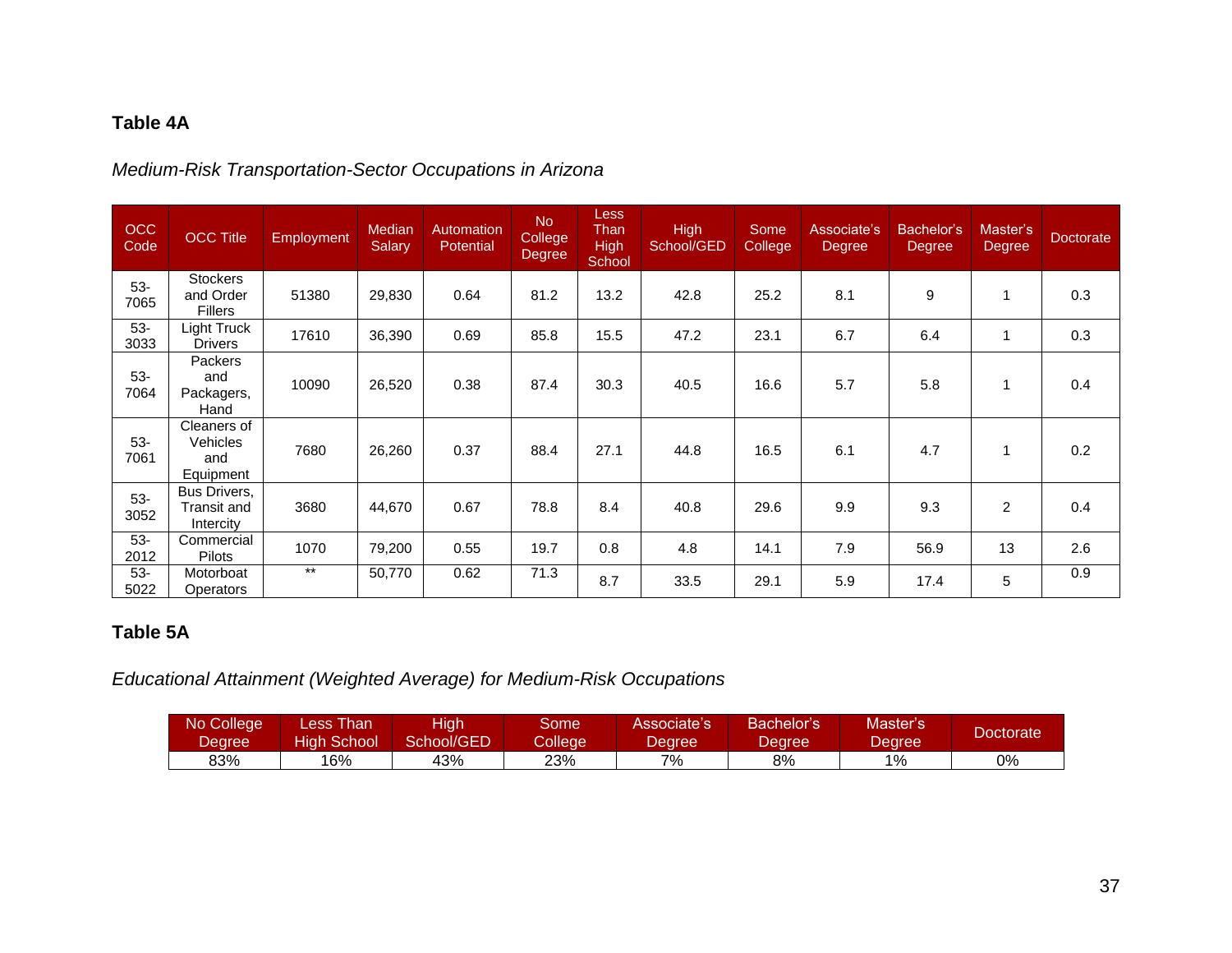**Table 4A**

*Medium-Risk Transportation-Sector Occupations in Arizona*

| OCC Code | OCC Title | Employment | Median Salary | Automation Potential | No College Degree | Less Than High School | High School/GED | Some College | Associate's Degree | Bachelor's Degree | Master's Degree | Doctorate |
|---|---|---|---|---|---|---|---|---|---|---|---|---|
| 53-7065 | Stockers and Order Fillers | 51380 | 29,830 | 0.64 | 81.2 | 13.2 | 42.8 | 25.2 | 8.1 | 9 | 1 | 0.3 |
| 53-3033 | Light Truck Drivers | 17610 | 36,390 | 0.69 | 85.8 | 15.5 | 47.2 | 23.1 | 6.7 | 6.4 | 1 | 0.3 |
| 53-7064 | Packers and Packagers, Hand | 10090 | 26,520 | 0.38 | 87.4 | 30.3 | 40.5 | 16.6 | 5.7 | 5.8 | 1 | 0.4 |
| 53-7061 | Cleaners of Vehicles and Equipment | 7680 | 26,260 | 0.37 | 88.4 | 27.1 | 44.8 | 16.5 | 6.1 | 4.7 | 1 | 0.2 |
| 53-3052 | Bus Drivers, Transit and Intercity | 3680 | 44,670 | 0.67 | 78.8 | 8.4 | 40.8 | 29.6 | 9.9 | 9.3 | 2 | 0.4 |
| 53-2012 | Commercial Pilots | 1070 | 79,200 | 0.55 | 19.7 | 0.8 | 4.8 | 14.1 | 7.9 | 56.9 | 13 | 2.6 |
| 53-5022 | Motorboat Operators | ** | 50,770 | 0.62 | 71.3 | 8.7 | 33.5 | 29.1 | 5.9 | 17.4 | 5 | 0.9 |

**Table 5A**

*Educational Attainment (Weighted Average) for Medium-Risk Occupations*

| No College Degree | Less Than High School | High School/GED | Some College | Associate's Degree | Bachelor's Degree | Master's Degree | Doctorate |
|---|---|---|---|---|---|---|---|
| 83% | 16% | 43% | 23% | 7% | 8% | 1% | 0% |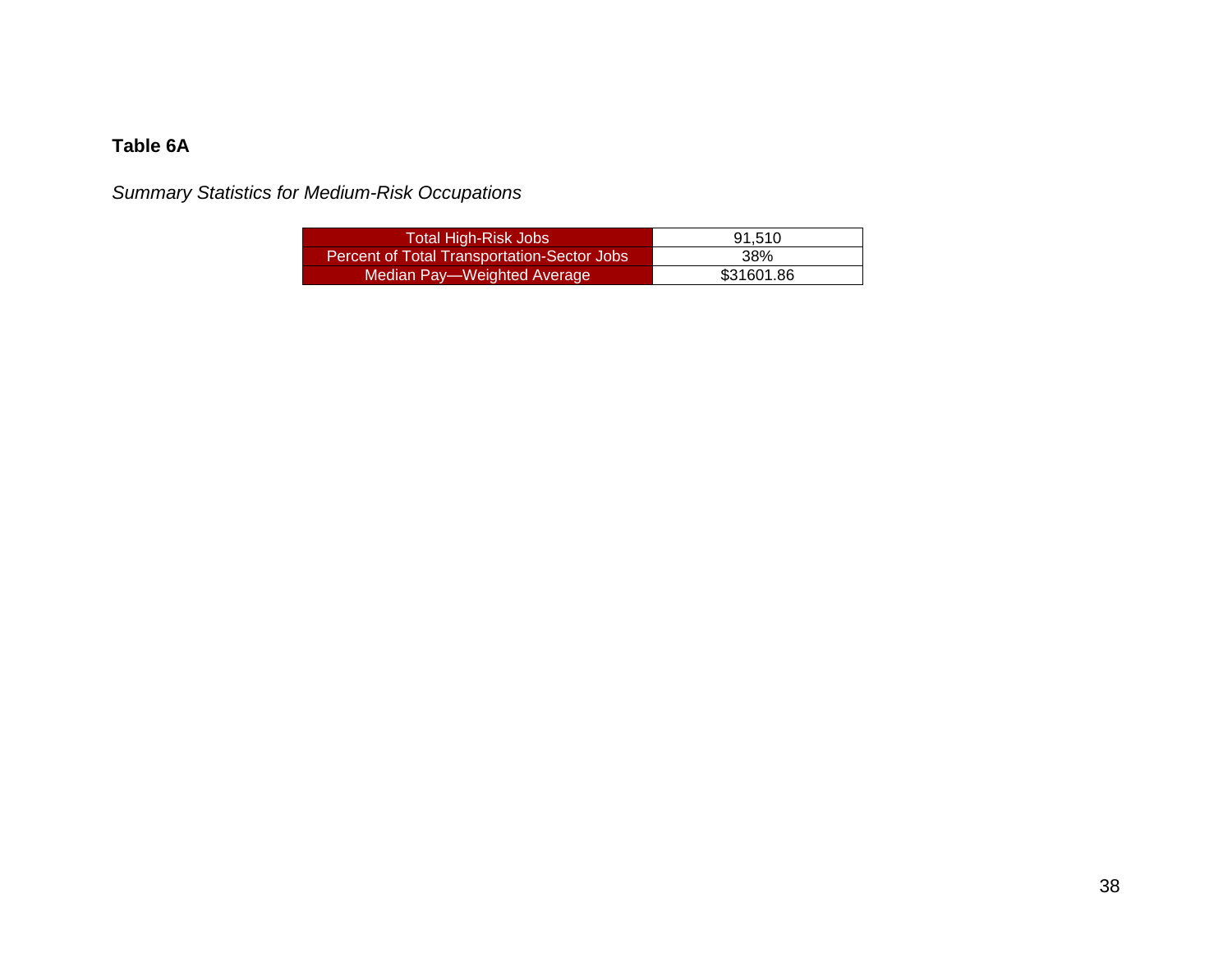**Table 6A**

*Summary Statistics for Medium-Risk Occupations*

| | |
|---|---|
| Total High-Risk Jobs | 91,510 |
| Percent of Total Transportation-Sector Jobs | 38% |
| Median Pay—Weighted Average | $31601.86 |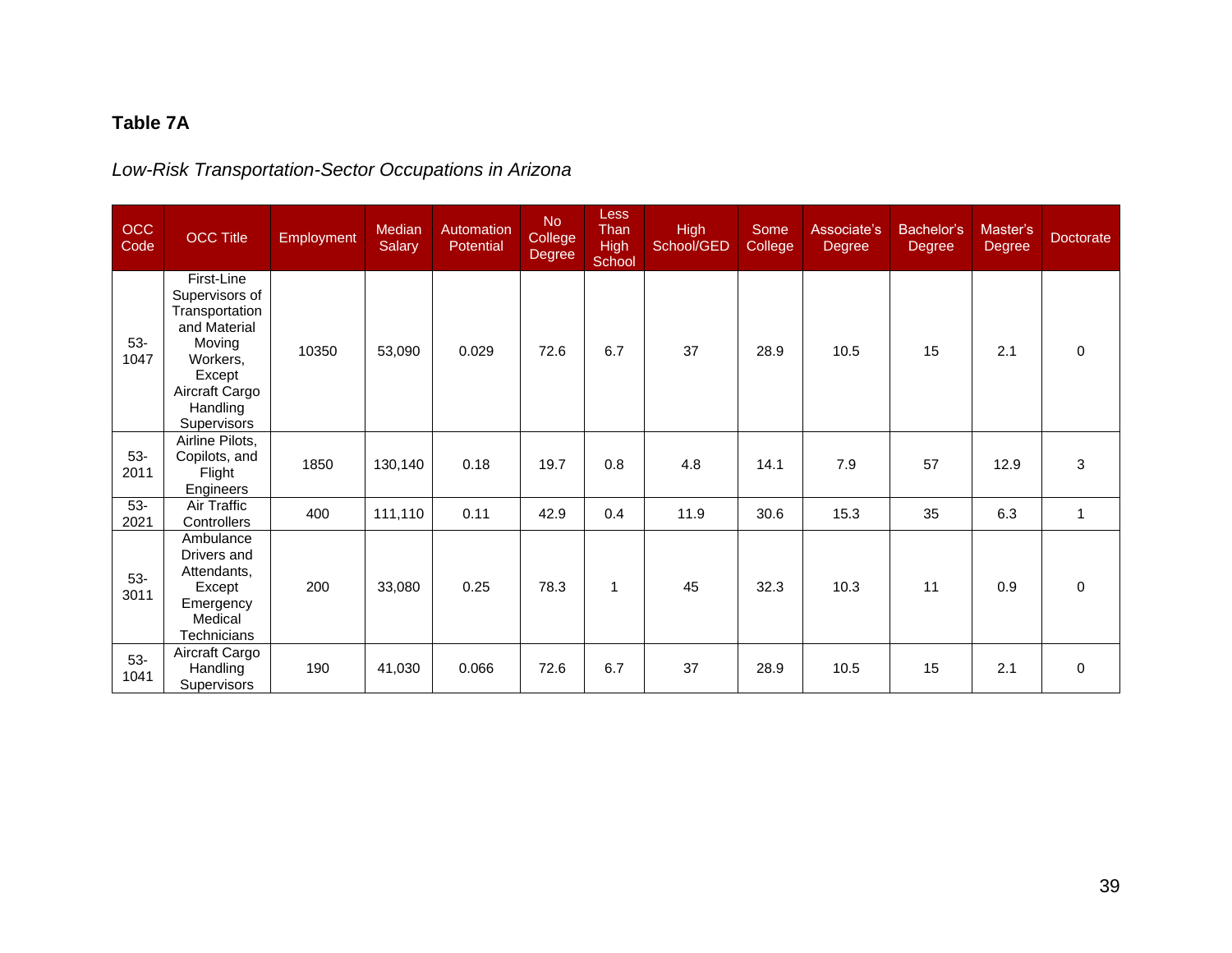**Table 7A**

*Low-Risk Transportation-Sector Occupations in Arizona*

| OCC Code | OCC Title | Employment | Median Salary | Automation Potential | No College Degree | Less Than High School | High School/GED | Some College | Associate's Degree | Bachelor's Degree | Master's Degree | Doctorate |
|---|---|---|---|---|---|---|---|---|---|---|---|---|
| 53-1047 | First-Line Supervisors of Transportation and Material Moving Workers, Except Aircraft Cargo Handling Supervisors | 10350 | 53,090 | 0.029 | 72.6 | 6.7 | 37 | 28.9 | 10.5 | 15 | 2.1 | 0 |
| 53-2011 | Airline Pilots, Copilots, and Flight Engineers | 1850 | 130,140 | 0.18 | 19.7 | 0.8 | 4.8 | 14.1 | 7.9 | 57 | 12.9 | 3 |
| 53-2021 | Air Traffic Controllers | 400 | 111,110 | 0.11 | 42.9 | 0.4 | 11.9 | 30.6 | 15.3 | 35 | 6.3 | 1 |
| 53-3011 | Ambulance Drivers and Attendants, Except Emergency Medical Technicians | 200 | 33,080 | 0.25 | 78.3 | 1 | 45 | 32.3 | 10.3 | 11 | 0.9 | 0 |
| 53-1041 | Aircraft Cargo Handling Supervisors | 190 | 41,030 | 0.066 | 72.6 | 6.7 | 37 | 28.9 | 10.5 | 15 | 2.1 | 0 |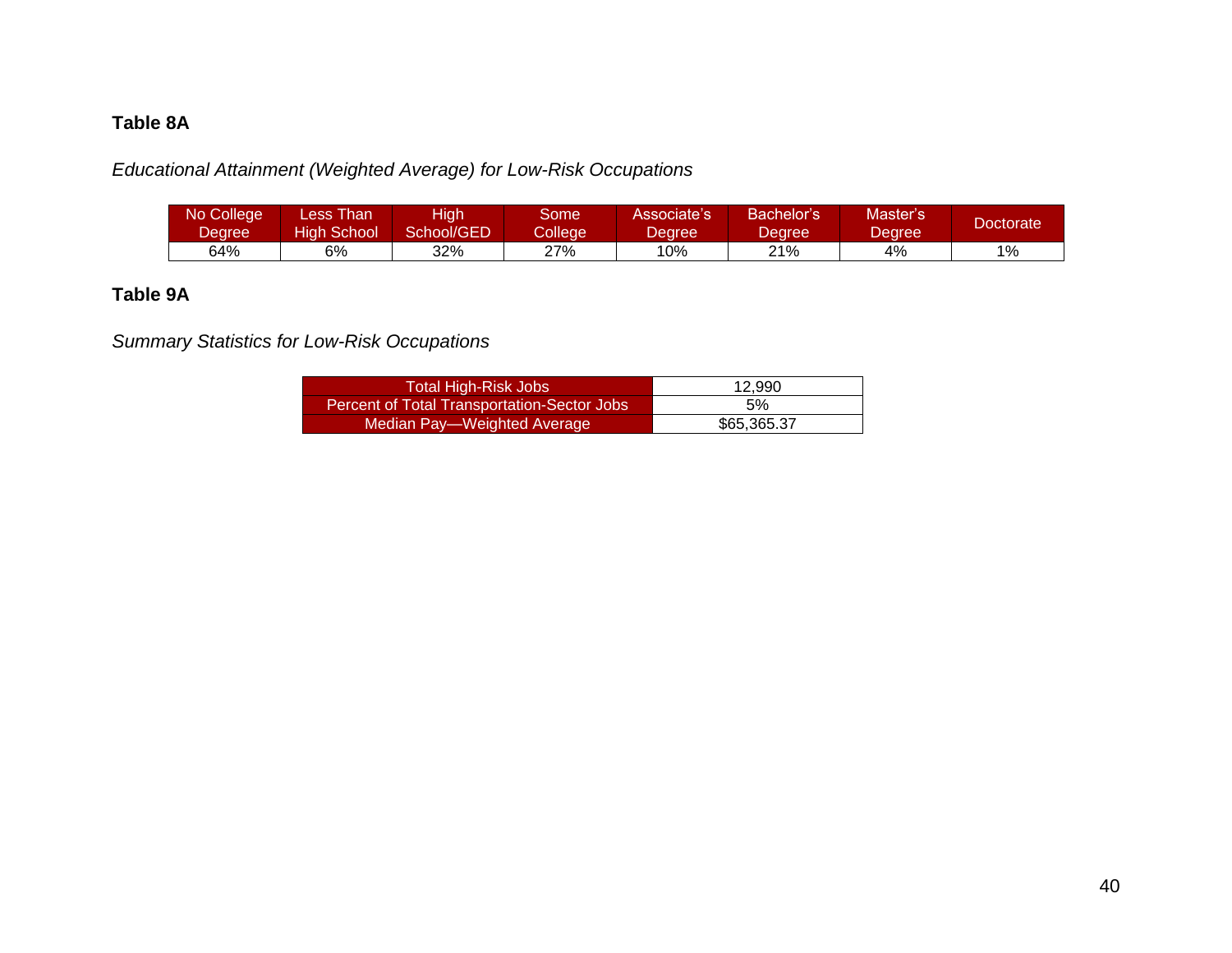**Table 8A**

*Educational Attainment (Weighted Average) for Low-Risk Occupations*

| No College Degree | Less Than High School | High School/GED | Some College | Associate's Degree | Bachelor's Degree | Master's Degree | Doctorate |
|---|---|---|---|---|---|---|---|
| 64% | 6% | 32% | 27% | 10% | 21% | 4% | 1% |

**Table 9A**

*Summary Statistics for Low-Risk Occupations*

| | |
|---|---|
| Total High-Risk Jobs | 12,990 |
| Percent of Total Transportation-Sector Jobs | 5% |
| Median Pay—Weighted Average | $65,365.37 |